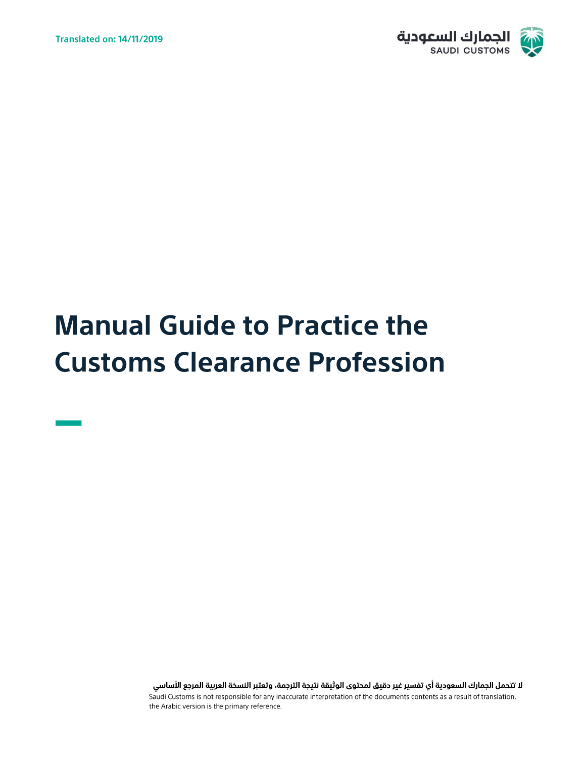Translated on: 14/11/2019

الجمارك السعودية
SAUDI CUSTOMS

# Manual Guide to Practice the Customs Clearance Profession

لا تتحمل الجمارك السعودية أي تفسير غير دقيق لمحتوى الوثيقة نتيجة الترجمة، وتعتبر النسخة العربية المرجع الأساسي

Saudi Customs is not responsible for any inaccurate interpretation of the documents contents as a result of translation, the Arabic version is the primary reference.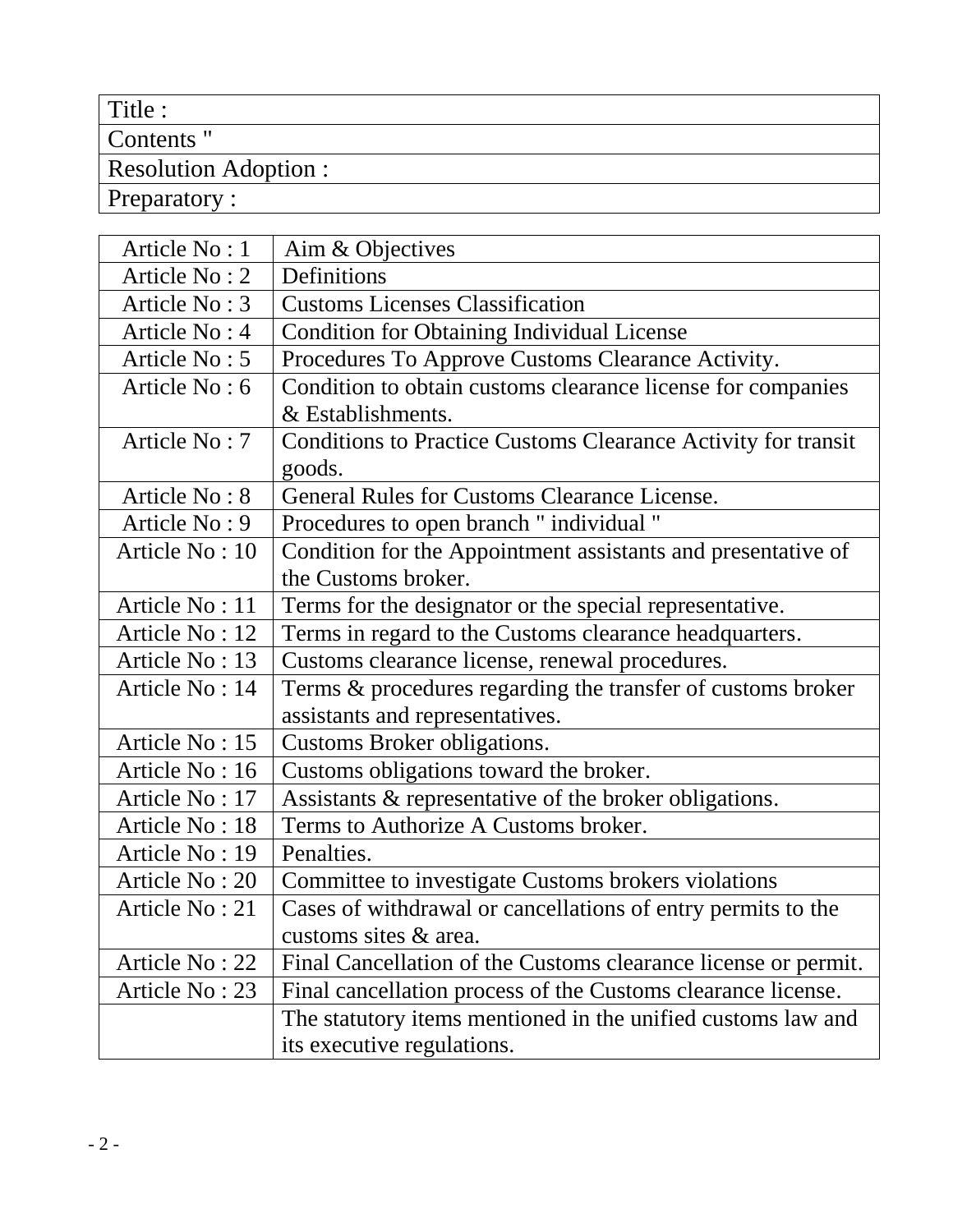| Title : |
| --- |
| Contents " |
| Resolution Adoption : |
| Preparatory : |

| Article No : 1 | Aim & Objectives |
| --- | --- |
| Article No : 2 | Definitions |
| Article No : 3 | Customs Licenses Classification |
| Article No : 4 | Condition for Obtaining Individual License |
| Article No : 5 | Procedures To Approve Customs Clearance Activity. |
| Article No : 6 | Condition to obtain customs clearance license for companies & Establishments. |
| Article No : 7 | Conditions to Practice Customs Clearance Activity for transit goods. |
| Article No : 8 | General Rules for Customs Clearance License. |
| Article No : 9 | Procedures to open branch " individual " |
| Article No : 10 | Condition for the Appointment assistants and presentative of the Customs broker. |
| Article No : 11 | Terms for the designator or the special representative. |
| Article No : 12 | Terms in regard to the Customs clearance headquarters. |
| Article No : 13 | Customs clearance license, renewal procedures. |
| Article No : 14 | Terms & procedures regarding the transfer of customs broker assistants and representatives. |
| Article No : 15 | Customs Broker obligations. |
| Article No : 16 | Customs obligations toward the broker. |
| Article No : 17 | Assistants & representative of the broker obligations. |
| Article No : 18 | Terms to Authorize A Customs broker. |
| Article No : 19 | Penalties. |
| Article No : 20 | Committee to investigate Customs brokers violations |
| Article No : 21 | Cases of withdrawal or cancellations of entry permits to the customs sites & area. |
| Article No : 22 | Final Cancellation of the Customs clearance license or permit. |
| Article No : 23 | Final cancellation process of the Customs clearance license. |
| | The statutory items mentioned in the unified customs law and its executive regulations. |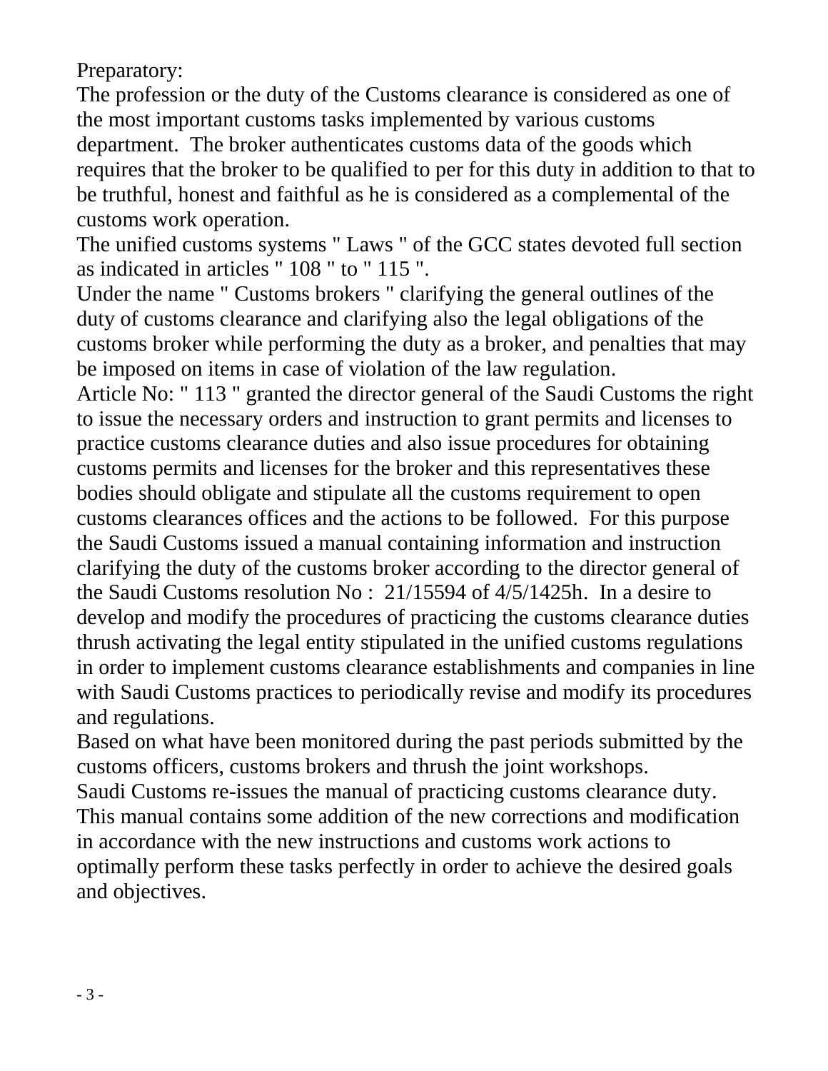Preparatory:

The profession or the duty of the Customs clearance is considered as one of the most important customs tasks implemented by various customs department. The broker authenticates customs data of the goods which requires that the broker to be qualified to per for this duty in addition to that to be truthful, honest and faithful as he is considered as a complemental of the customs work operation.

The unified customs systems " Laws " of the GCC states devoted full section as indicated in articles " 108 " to " 115 ".

Under the name " Customs brokers " clarifying the general outlines of the duty of customs clearance and clarifying also the legal obligations of the customs broker while performing the duty as a broker, and penalties that may be imposed on items in case of violation of the law regulation.

Article No: " 113 " granted the director general of the Saudi Customs the right to issue the necessary orders and instruction to grant permits and licenses to practice customs clearance duties and also issue procedures for obtaining customs permits and licenses for the broker and this representatives these bodies should obligate and stipulate all the customs requirement to open customs clearances offices and the actions to be followed. For this purpose the Saudi Customs issued a manual containing information and instruction clarifying the duty of the customs broker according to the director general of the Saudi Customs resolution No : 21/15594 of 4/5/1425h. In a desire to develop and modify the procedures of practicing the customs clearance duties thrush activating the legal entity stipulated in the unified customs regulations in order to implement customs clearance establishments and companies in line with Saudi Customs practices to periodically revise and modify its procedures and regulations.

Based on what have been monitored during the past periods submitted by the customs officers, customs brokers and thrush the joint workshops.

Saudi Customs re-issues the manual of practicing customs clearance duty. This manual contains some addition of the new corrections and modification in accordance with the new instructions and customs work actions to optimally perform these tasks perfectly in order to achieve the desired goals and objectives.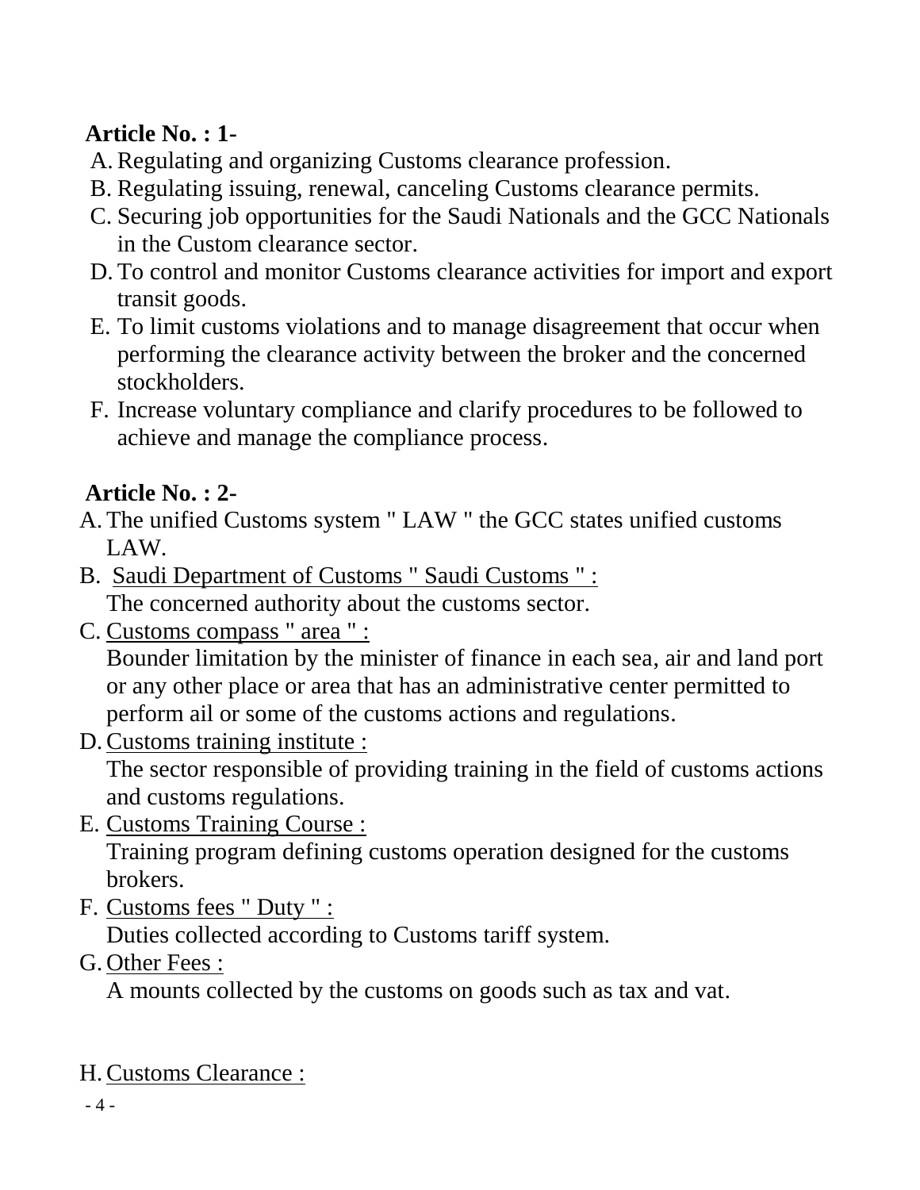**Article No. : 1-**

A. Regulating and organizing Customs clearance profession.
B. Regulating issuing, renewal, canceling Customs clearance permits.
C. Securing job opportunities for the Saudi Nationals and the GCC Nationals in the Custom clearance sector.
D. To control and monitor Customs clearance activities for import and export transit goods.
E. To limit customs violations and to manage disagreement that occur when performing the clearance activity between the broker and the concerned stockholders.
F. Increase voluntary compliance and clarify procedures to be followed to achieve and manage the compliance process.

**Article No. : 2-**

A. The unified Customs system " LAW " the GCC states unified customs LAW.
B. <u>Saudi Department of Customs " Saudi Customs " :</u>
   The concerned authority about the customs sector.
C. <u>Customs compass " area " :</u>
   Bounder limitation by the minister of finance in each sea, air and land port or any other place or area that has an administrative center permitted to perform ail or some of the customs actions and regulations.
D. <u>Customs training institute :</u>
   The sector responsible of providing training in the field of customs actions and customs regulations.
E. <u>Customs Training Course :</u>
   Training program defining customs operation designed for the customs brokers.
F. <u>Customs fees " Duty " :</u>
   Duties collected according to Customs tariff system.
G. <u>Other Fees :</u>
   A mounts collected by the customs on goods such as tax and vat.

H. <u>Customs Clearance :</u>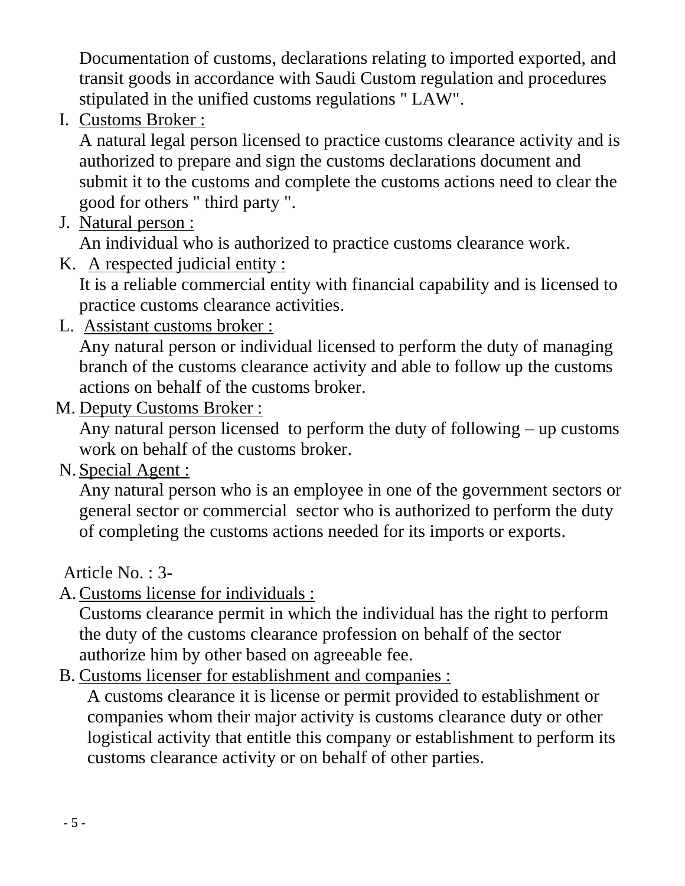Documentation of customs, declarations relating to imported exported, and transit goods in accordance with Saudi Custom regulation and procedures stipulated in the unified customs regulations " LAW".

I. Customs Broker :

A natural legal person licensed to practice customs clearance activity and is authorized to prepare and sign the customs declarations document and submit it to the customs and complete the customs actions need to clear the good for others " third party ".

J. Natural person :

An individual who is authorized to practice customs clearance work.

K. A respected judicial entity :

It is a reliable commercial entity with financial capability and is licensed to practice customs clearance activities.

L. Assistant customs broker :

Any natural person or individual licensed to perform the duty of managing branch of the customs clearance activity and able to follow up the customs actions on behalf of the customs broker.

M. Deputy Customs Broker :

Any natural person licensed to perform the duty of following – up customs work on behalf of the customs broker.

N. Special Agent :

Any natural person who is an employee in one of the government sectors or general sector or commercial sector who is authorized to perform the duty of completing the customs actions needed for its imports or exports.

Article No. : 3-

A. Customs license for individuals :

Customs clearance permit in which the individual has the right to perform the duty of the customs clearance profession on behalf of the sector authorize him by other based on agreeable fee.

B. Customs licenser for establishment and companies :

A customs clearance it is license or permit provided to establishment or companies whom their major activity is customs clearance duty or other logistical activity that entitle this company or establishment to perform its customs clearance activity or on behalf of other parties.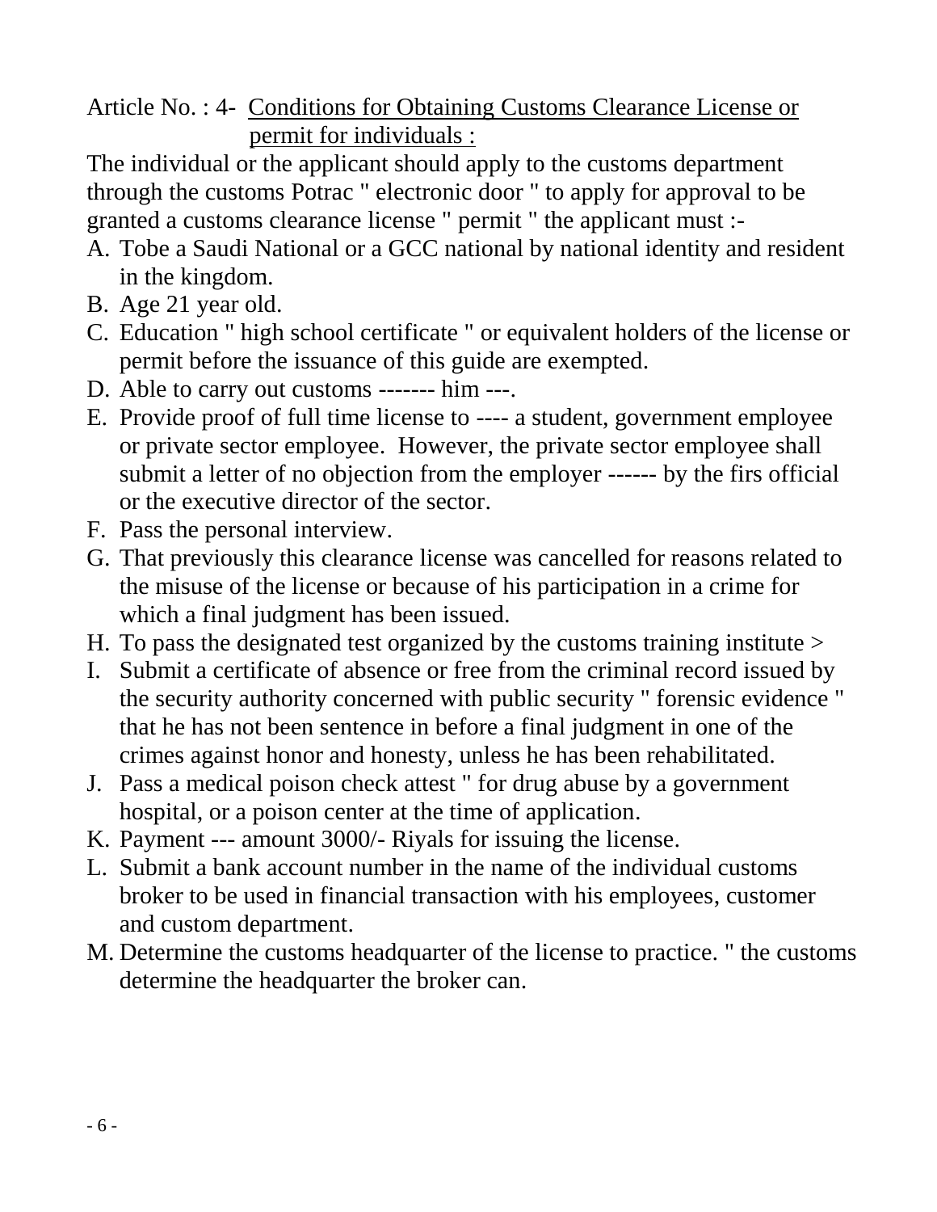Article No. : 4- <u>Conditions for Obtaining Customs Clearance License or permit for individuals :</u>

The individual or the applicant should apply to the customs department through the customs Potrac " electronic door " to apply for approval to be granted a customs clearance license " permit " the applicant must :-

A. Tobe a Saudi National or a GCC national by national identity and resident in the kingdom.
B. Age 21 year old.
C. Education " high school certificate " or equivalent holders of the license or permit before the issuance of this guide are exempted.
D. Able to carry out customs ------- him ---.
E. Provide proof of full time license to ---- a student, government employee or private sector employee. However, the private sector employee shall submit a letter of no objection from the employer ------ by the firs official or the executive director of the sector.
F. Pass the personal interview.
G. That previously this clearance license was cancelled for reasons related to the misuse of the license or because of his participation in a crime for which a final judgment has been issued.
H. To pass the designated test organized by the customs training institute >
I. Submit a certificate of absence or free from the criminal record issued by the security authority concerned with public security " forensic evidence " that he has not been sentence in before a final judgment in one of the crimes against honor and honesty, unless he has been rehabilitated.
J. Pass a medical poison check attest " for drug abuse by a government hospital, or a poison center at the time of application.
K. Payment --- amount 3000/- Riyals for issuing the license.
L. Submit a bank account number in the name of the individual customs broker to be used in financial transaction with his employees, customer and custom department.
M. Determine the customs headquarter of the license to practice. " the customs determine the headquarter the broker can.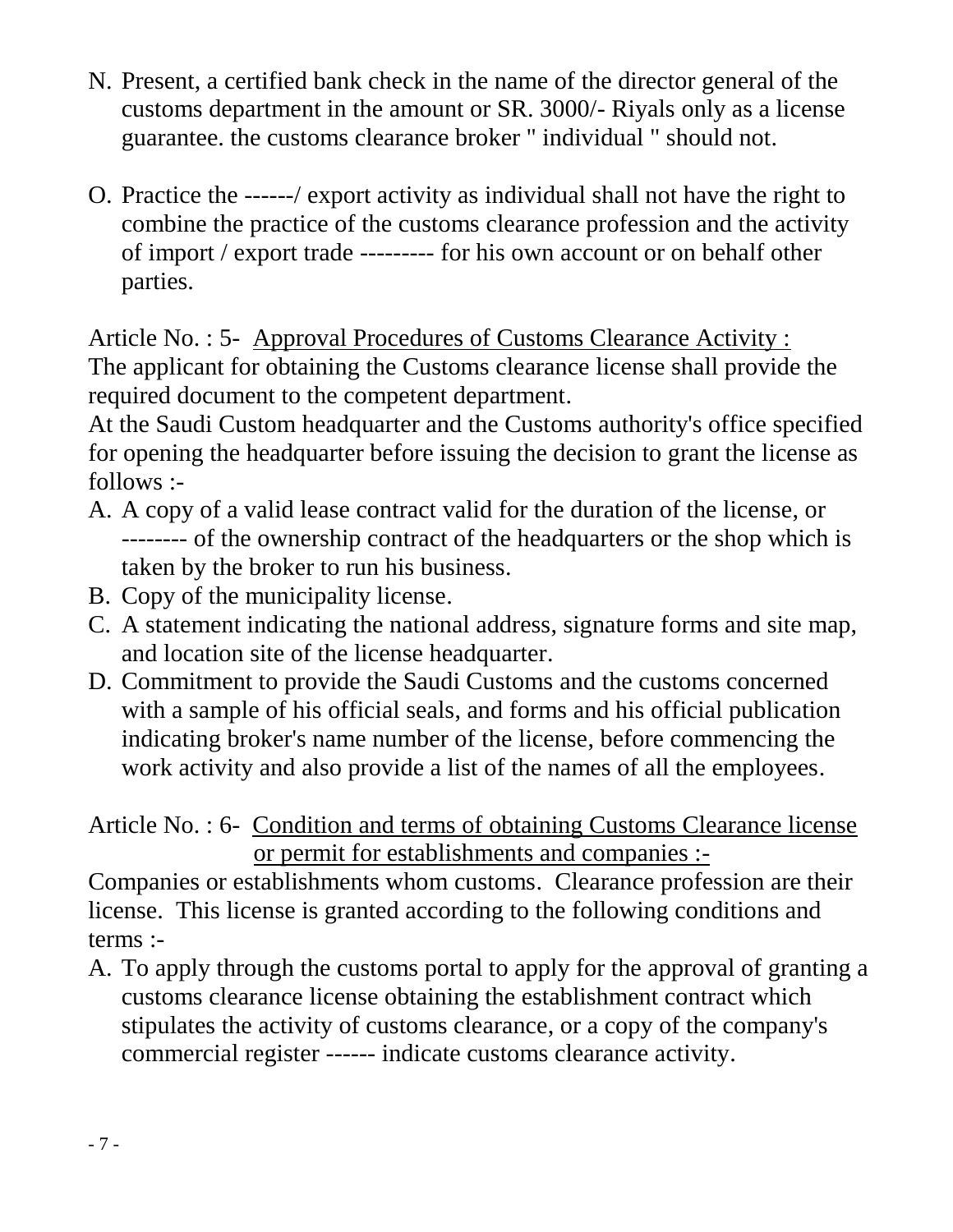N. Present, a certified bank check in the name of the director general of the customs department in the amount or SR. 3000/- Riyals only as a license guarantee. the customs clearance broker " individual " should not.

O. Practice the ------/ export activity as individual shall not have the right to combine the practice of the customs clearance profession and the activity of import / export trade --------- for his own account or on behalf other parties.

Article No. : 5- <u>Approval Procedures of Customs Clearance Activity :</u>
The applicant for obtaining the Customs clearance license shall provide the required document to the competent department.
At the Saudi Custom headquarter and the Customs authority's office specified for opening the headquarter before issuing the decision to grant the license as follows :-

A. A copy of a valid lease contract valid for the duration of the license, or -------- of the ownership contract of the headquarters or the shop which is taken by the broker to run his business.
B. Copy of the municipality license.
C. A statement indicating the national address, signature forms and site map, and location site of the license headquarter.
D. Commitment to provide the Saudi Customs and the customs concerned with a sample of his official seals, and forms and his official publication indicating broker's name number of the license, before commencing the work activity and also provide a list of the names of all the employees.

Article No. : 6- <u>Condition and terms of obtaining Customs Clearance license or permit for establishments and companies :-</u>
Companies or establishments whom customs. Clearance profession are their license. This license is granted according to the following conditions and terms :-

A. To apply through the customs portal to apply for the approval of granting a customs clearance license obtaining the establishment contract which stipulates the activity of customs clearance, or a copy of the company's commercial register ------ indicate customs clearance activity.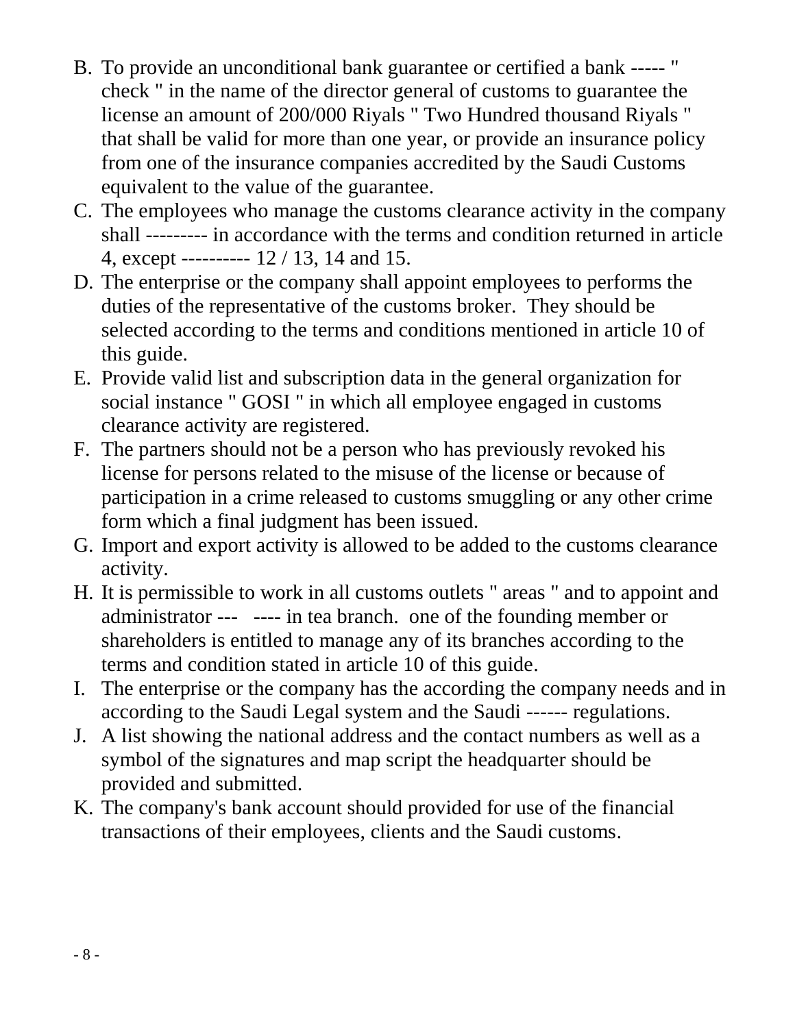B. To provide an unconditional bank guarantee or certified a bank ----- " check " in the name of the director general of customs to guarantee the license an amount of 200/000 Riyals " Two Hundred thousand Riyals " that shall be valid for more than one year, or provide an insurance policy from one of the insurance companies accredited by the Saudi Customs equivalent to the value of the guarantee.
C. The employees who manage the customs clearance activity in the company shall --------- in accordance with the terms and condition returned in article 4, except ---------- 12 / 13, 14 and 15.
D. The enterprise or the company shall appoint employees to performs the duties of the representative of the customs broker. They should be selected according to the terms and conditions mentioned in article 10 of this guide.
E. Provide valid list and subscription data in the general organization for social instance " GOSI " in which all employee engaged in customs clearance activity are registered.
F. The partners should not be a person who has previously revoked his license for persons related to the misuse of the license or because of participation in a crime released to customs smuggling or any other crime form which a final judgment has been issued.
G. Import and export activity is allowed to be added to the customs clearance activity.
H. It is permissible to work in all customs outlets " areas " and to appoint and administrator --- ---- in tea branch. one of the founding member or shareholders is entitled to manage any of its branches according to the terms and condition stated in article 10 of this guide.
I. The enterprise or the company has the according the company needs and in according to the Saudi Legal system and the Saudi ------ regulations.
J. A list showing the national address and the contact numbers as well as a symbol of the signatures and map script the headquarter should be provided and submitted.
K. The company's bank account should provided for use of the financial transactions of their employees, clients and the Saudi customs.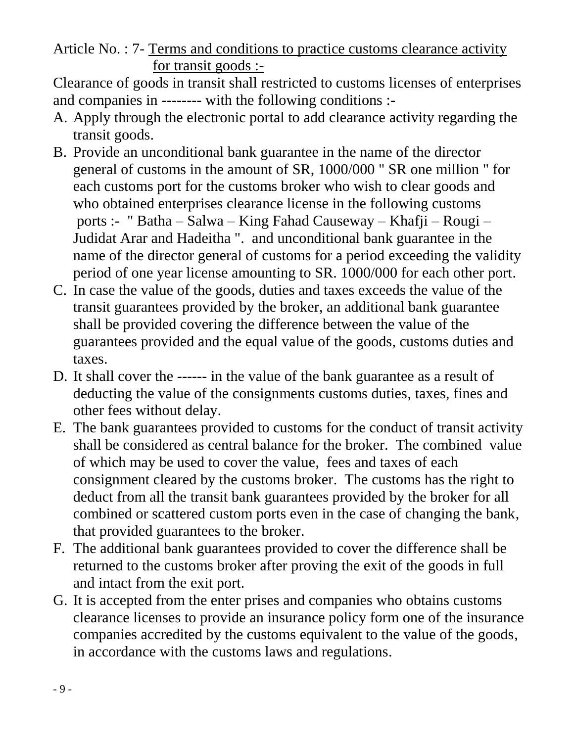Article No. : 7- <u>Terms and conditions to practice customs clearance activity for transit goods :-</u>

Clearance of goods in transit shall restricted to customs licenses of enterprises and companies in -------- with the following conditions :-

A. Apply through the electronic portal to add clearance activity regarding the transit goods.
B. Provide an unconditional bank guarantee in the name of the director general of customs in the amount of SR, 1000/000 " SR one million " for each customs port for the customs broker who wish to clear goods and who obtained enterprises clearance license in the following customs ports :- " Batha – Salwa – King Fahad Causeway – Khafji – Rougi – Judidat Arar and Hadeitha ". and unconditional bank guarantee in the name of the director general of customs for a period exceeding the validity period of one year license amounting to SR. 1000/000 for each other port.
C. In case the value of the goods, duties and taxes exceeds the value of the transit guarantees provided by the broker, an additional bank guarantee shall be provided covering the difference between the value of the guarantees provided and the equal value of the goods, customs duties and taxes.
D. It shall cover the ------ in the value of the bank guarantee as a result of deducting the value of the consignments customs duties, taxes, fines and other fees without delay.
E. The bank guarantees provided to customs for the conduct of transit activity shall be considered as central balance for the broker. The combined value of which may be used to cover the value, fees and taxes of each consignment cleared by the customs broker. The customs has the right to deduct from all the transit bank guarantees provided by the broker for all combined or scattered custom ports even in the case of changing the bank, that provided guarantees to the broker.
F. The additional bank guarantees provided to cover the difference shall be returned to the customs broker after proving the exit of the goods in full and intact from the exit port.
G. It is accepted from the enter prises and companies who obtains customs clearance licenses to provide an insurance policy form one of the insurance companies accredited by the customs equivalent to the value of the goods, in accordance with the customs laws and regulations.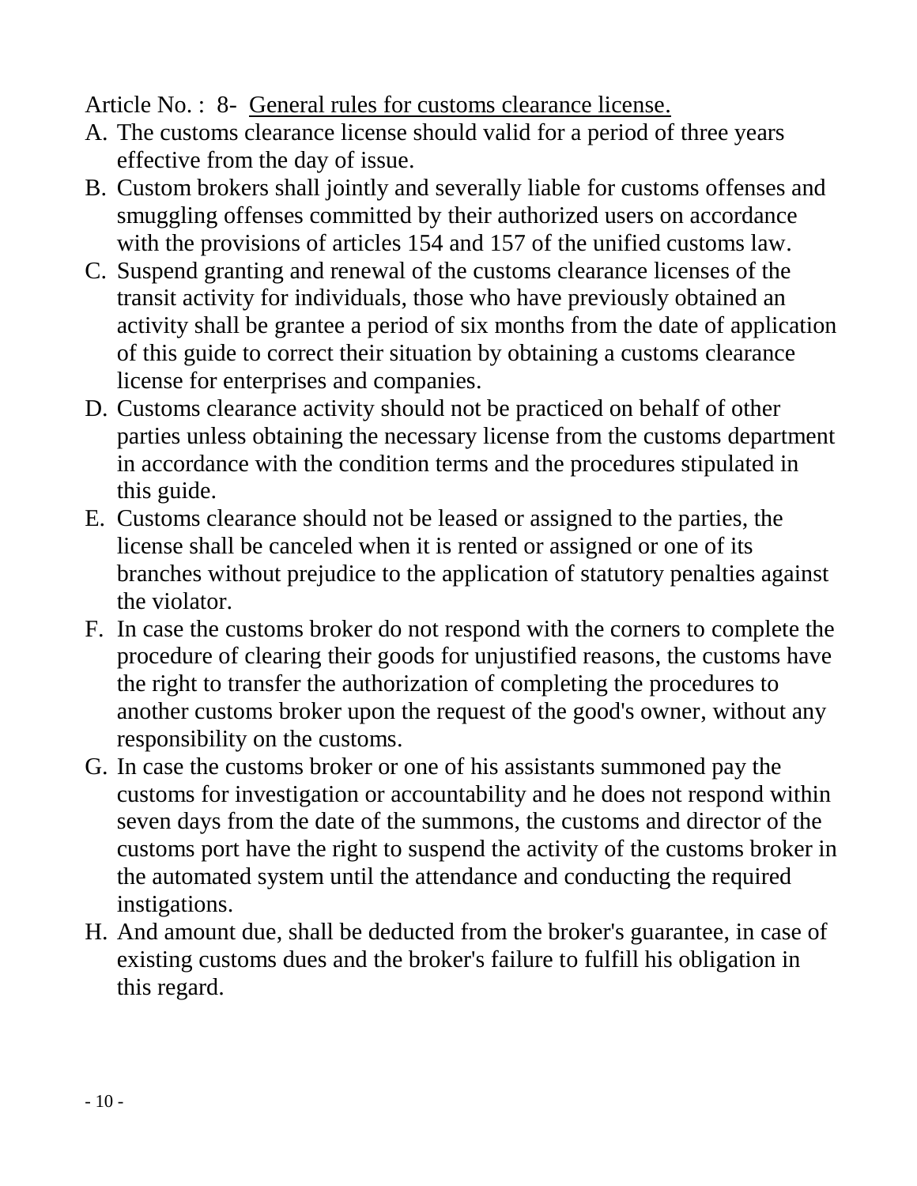Article No. : 8- <u>General rules for customs clearance license.</u>

A. The customs clearance license should valid for a period of three years effective from the day of issue.
B. Custom brokers shall jointly and severally liable for customs offenses and smuggling offenses committed by their authorized users on accordance with the provisions of articles 154 and 157 of the unified customs law.
C. Suspend granting and renewal of the customs clearance licenses of the transit activity for individuals, those who have previously obtained an activity shall be grantee a period of six months from the date of application of this guide to correct their situation by obtaining a customs clearance license for enterprises and companies.
D. Customs clearance activity should not be practiced on behalf of other parties unless obtaining the necessary license from the customs department in accordance with the condition terms and the procedures stipulated in this guide.
E. Customs clearance should not be leased or assigned to the parties, the license shall be canceled when it is rented or assigned or one of its branches without prejudice to the application of statutory penalties against the violator.
F. In case the customs broker do not respond with the corners to complete the procedure of clearing their goods for unjustified reasons, the customs have the right to transfer the authorization of completing the procedures to another customs broker upon the request of the good's owner, without any responsibility on the customs.
G. In case the customs broker or one of his assistants summoned pay the customs for investigation or accountability and he does not respond within seven days from the date of the summons, the customs and director of the customs port have the right to suspend the activity of the customs broker in the automated system until the attendance and conducting the required instigations.
H. And amount due, shall be deducted from the broker's guarantee, in case of existing customs dues and the broker's failure to fulfill his obligation in this regard.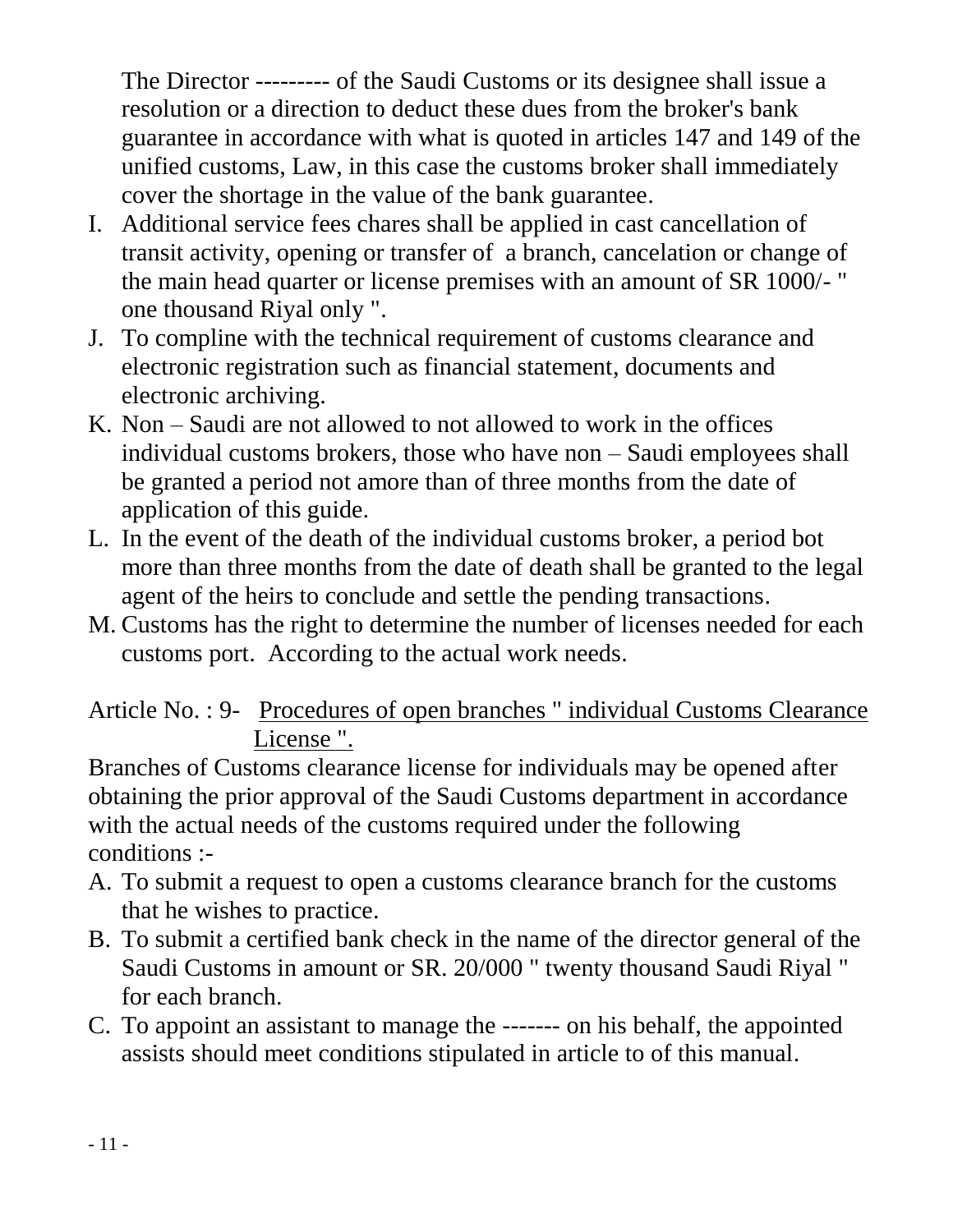The Director --------- of the Saudi Customs or its designee shall issue a resolution or a direction to deduct these dues from the broker's bank guarantee in accordance with what is quoted in articles 147 and 149 of the unified customs, Law, in this case the customs broker shall immediately cover the shortage in the value of the bank guarantee.

I. Additional service fees chares shall be applied in cast cancellation of transit activity, opening or transfer of a branch, cancelation or change of the main head quarter or license premises with an amount of SR 1000/- " one thousand Riyal only ".
J. To compline with the technical requirement of customs clearance and electronic registration such as financial statement, documents and electronic archiving.
K. Non – Saudi are not allowed to not allowed to work in the offices individual customs brokers, those who have non – Saudi employees shall be granted a period not amore than of three months from the date of application of this guide.
L. In the event of the death of the individual customs broker, a period bot more than three months from the date of death shall be granted to the legal agent of the heirs to conclude and settle the pending transactions.
M. Customs has the right to determine the number of licenses needed for each customs port. According to the actual work needs.

Article No. : 9- <u>Procedures of open branches " individual Customs Clearance License ".</u>

Branches of Customs clearance license for individuals may be opened after obtaining the prior approval of the Saudi Customs department in accordance with the actual needs of the customs required under the following conditions :-

A. To submit a request to open a customs clearance branch for the customs that he wishes to practice.
B. To submit a certified bank check in the name of the director general of the Saudi Customs in amount or SR. 20/000 " twenty thousand Saudi Riyal " for each branch.
C. To appoint an assistant to manage the ------- on his behalf, the appointed assists should meet conditions stipulated in article to of this manual.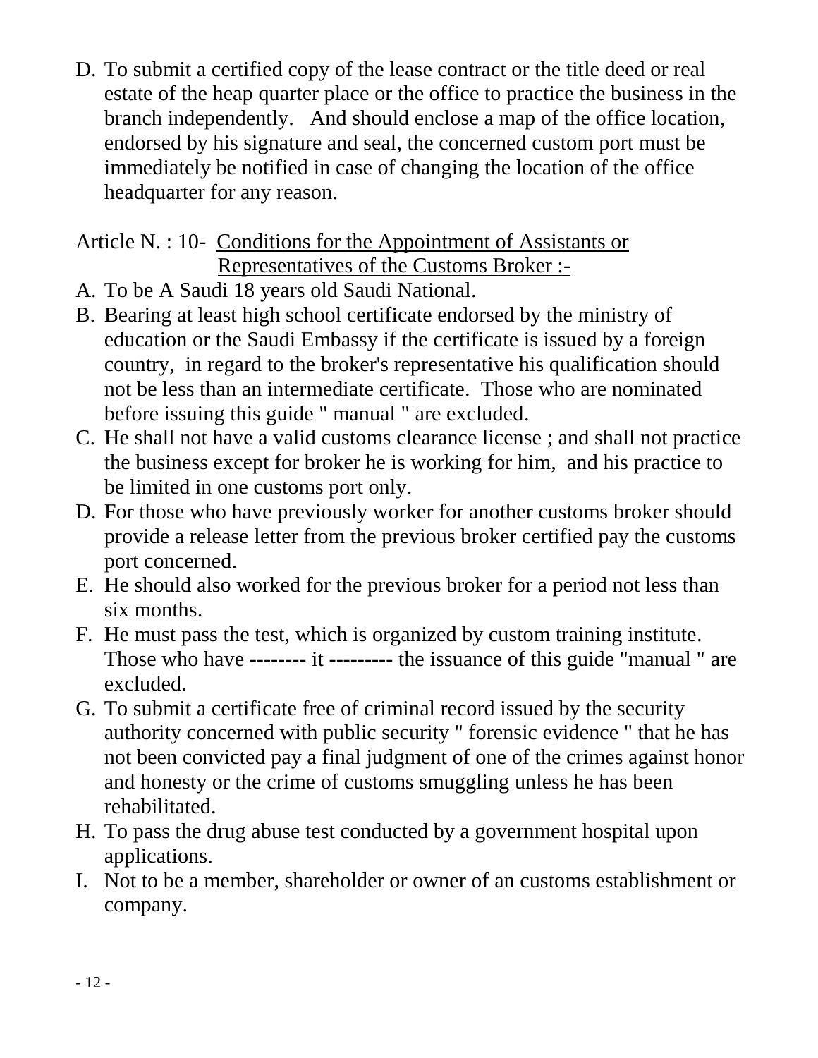D. To submit a certified copy of the lease contract or the title deed or real estate of the heap quarter place or the office to practice the business in the branch independently.   And should enclose a map of the office location, endorsed by his signature and seal, the concerned custom port must be immediately be notified in case of changing the location of the office headquarter for any reason.

Article N. : 10-  <u>Conditions for the Appointment of Assistants or Representatives of the Customs Broker :-</u>

A. To be A Saudi 18 years old Saudi National.
B. Bearing at least high school certificate endorsed by the ministry of education or the Saudi Embassy if the certificate is issued by a foreign country,  in regard to the broker's representative his qualification should not be less than an intermediate certificate.  Those who are nominated before issuing this guide " manual " are excluded.
C. He shall not have a valid customs clearance license ; and shall not practice the business except for broker he is working for him,  and his practice to be limited in one customs port only.
D. For those who have previously worker for another customs broker should provide a release letter from the previous broker certified pay the customs port concerned.
E. He should also worked for the previous broker for a period not less than six months.
F. He must pass the test, which is organized by custom training institute. Those who have -------- it --------- the issuance of this guide "manual " are excluded.
G. To submit a certificate free of criminal record issued by the security authority concerned with public security " forensic evidence " that he has not been convicted pay a final judgment of one of the crimes against honor and honesty or the crime of customs smuggling unless he has been rehabilitated.
H. To pass the drug abuse test conducted by a government hospital upon applications.
I. Not to be a member, shareholder or owner of an customs establishment or company.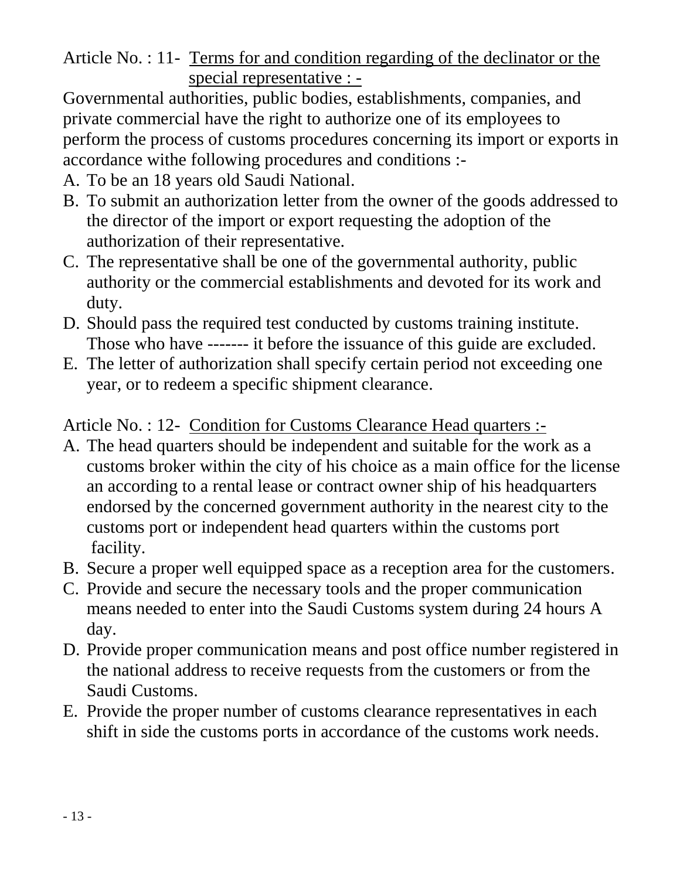Article No. : 11- <u>Terms for and condition regarding of the declinator or the special representative : -</u>

Governmental authorities, public bodies, establishments, companies, and private commercial have the right to authorize one of its employees to perform the process of customs procedures concerning its import or exports in accordance withe following procedures and conditions :-

A. To be an 18 years old Saudi National.
B. To submit an authorization letter from the owner of the goods addressed to the director of the import or export requesting the adoption of the authorization of their representative.
C. The representative shall be one of the governmental authority, public authority or the commercial establishments and devoted for its work and duty.
D. Should pass the required test conducted by customs training institute. Those who have ------- it before the issuance of this guide are excluded.
E. The letter of authorization shall specify certain period not exceeding one year, or to redeem a specific shipment clearance.

Article No. : 12- <u>Condition for Customs Clearance Head quarters :-</u>

A. The head quarters should be independent and suitable for the work as a customs broker within the city of his choice as a main office for the license an according to a rental lease or contract owner ship of his headquarters endorsed by the concerned government authority in the nearest city to the customs port or independent head quarters within the customs port facility.
B. Secure a proper well equipped space as a reception area for the customers.
C. Provide and secure the necessary tools and the proper communication means needed to enter into the Saudi Customs system during 24 hours A day.
D. Provide proper communication means and post office number registered in the national address to receive requests from the customers or from the Saudi Customs.
E. Provide the proper number of customs clearance representatives in each shift in side the customs ports in accordance of the customs work needs.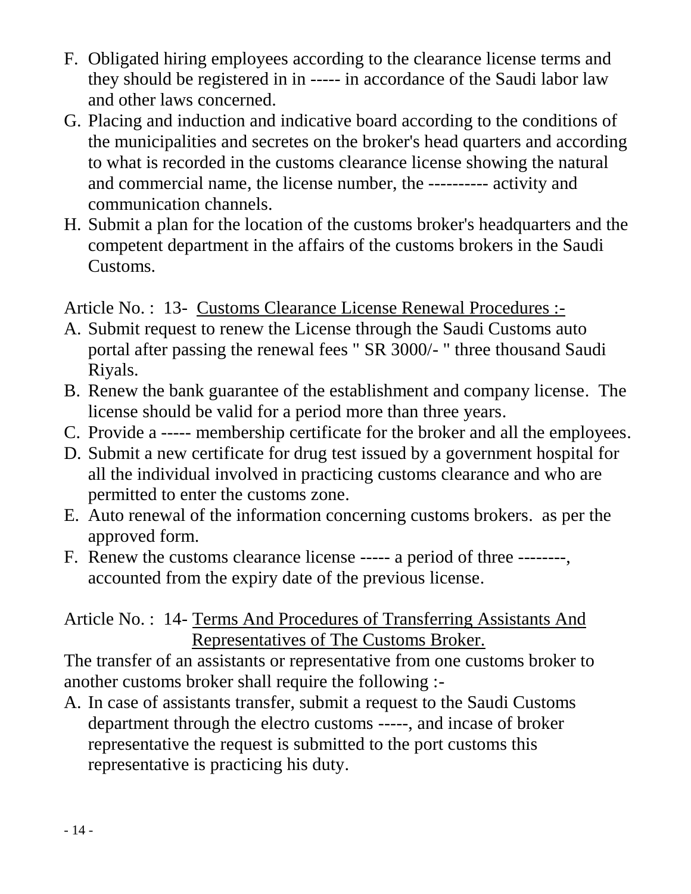F. Obligated hiring employees according to the clearance license terms and they should be registered in in ----- in accordance of the Saudi labor law and other laws concerned.
G. Placing and induction and indicative board according to the conditions of the municipalities and secretes on the broker's head quarters and according to what is recorded in the customs clearance license showing the natural and commercial name, the license number, the ---------- activity and communication channels.
H. Submit a plan for the location of the customs broker's headquarters and the competent department in the affairs of the customs brokers in the Saudi Customs.

Article No. : 13- <u>Customs Clearance License Renewal Procedures :-</u>

A. Submit request to renew the License through the Saudi Customs auto portal after passing the renewal fees " SR 3000/- " three thousand Saudi Riyals.
B. Renew the bank guarantee of the establishment and company license. The license should be valid for a period more than three years.
C. Provide a ----- membership certificate for the broker and all the employees.
D. Submit a new certificate for drug test issued by a government hospital for all the individual involved in practicing customs clearance and who are permitted to enter the customs zone.
E. Auto renewal of the information concerning customs brokers. as per the approved form.
F. Renew the customs clearance license ----- a period of three --------, accounted from the expiry date of the previous license.

Article No. : 14- <u>Terms And Procedures of Transferring Assistants And Representatives of The Customs Broker.</u>

The transfer of an assistants or representative from one customs broker to another customs broker shall require the following :-

A. In case of assistants transfer, submit a request to the Saudi Customs department through the electro customs -----, and incase of broker representative the request is submitted to the port customs this representative is practicing his duty.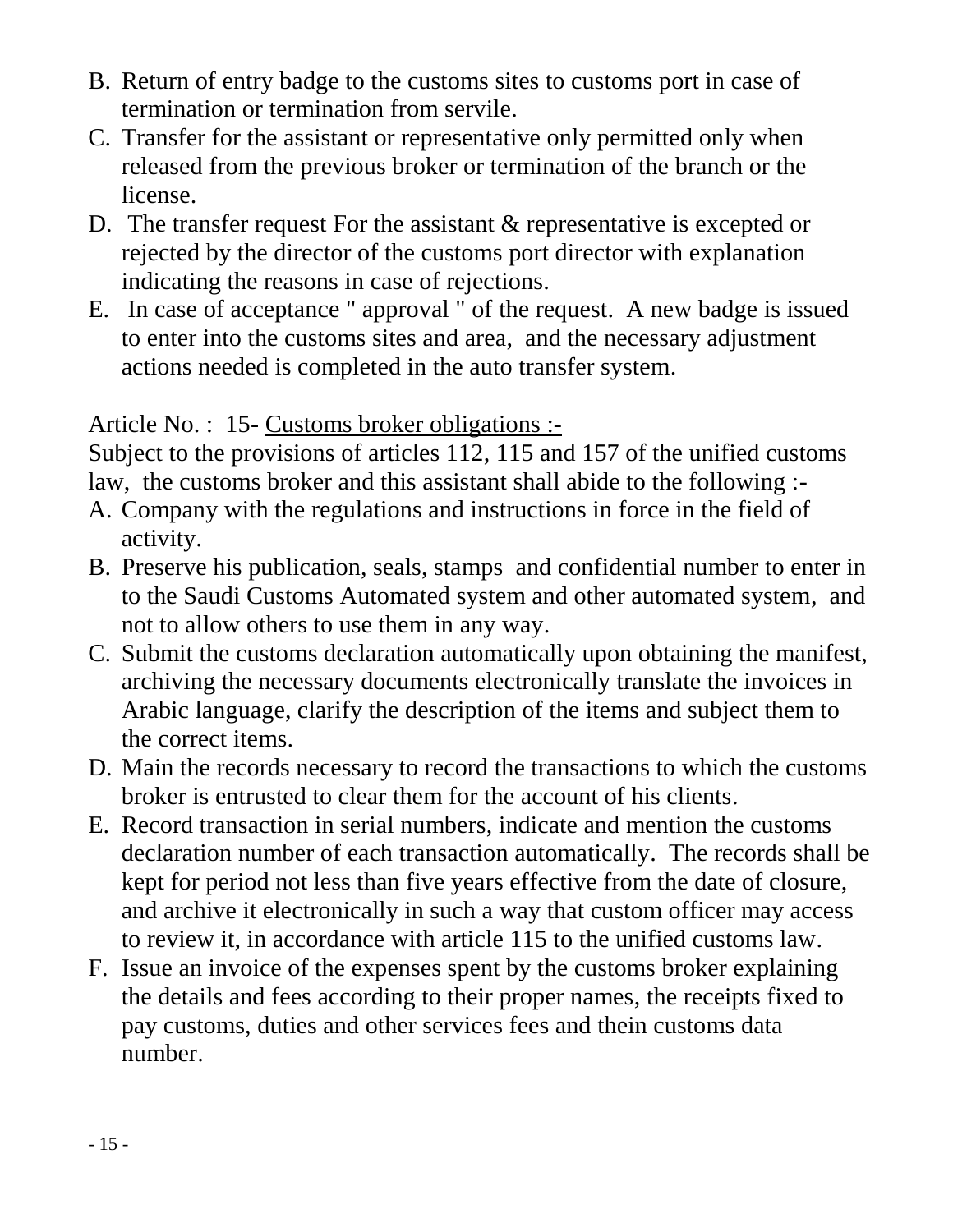B. Return of entry badge to the customs sites to customs port in case of termination or termination from servile.
C. Transfer for the assistant or representative only permitted only when released from the previous broker or termination of the branch or the license.
D. The transfer request For the assistant & representative is excepted or rejected by the director of the customs port director with explanation indicating the reasons in case of rejections.
E. In case of acceptance " approval " of the request. A new badge is issued to enter into the customs sites and area, and the necessary adjustment actions needed is completed in the auto transfer system.

Article No. : 15- <u>Customs broker obligations :-</u>

Subject to the provisions of articles 112, 115 and 157 of the unified customs law, the customs broker and this assistant shall abide to the following :-

A. Company with the regulations and instructions in force in the field of activity.
B. Preserve his publication, seals, stamps and confidential number to enter in to the Saudi Customs Automated system and other automated system, and not to allow others to use them in any way.
C. Submit the customs declaration automatically upon obtaining the manifest, archiving the necessary documents electronically translate the invoices in Arabic language, clarify the description of the items and subject them to the correct items.
D. Main the records necessary to record the transactions to which the customs broker is entrusted to clear them for the account of his clients.
E. Record transaction in serial numbers, indicate and mention the customs declaration number of each transaction automatically. The records shall be kept for period not less than five years effective from the date of closure, and archive it electronically in such a way that custom officer may access to review it, in accordance with article 115 to the unified customs law.
F. Issue an invoice of the expenses spent by the customs broker explaining the details and fees according to their proper names, the receipts fixed to pay customs, duties and other services fees and thein customs data number.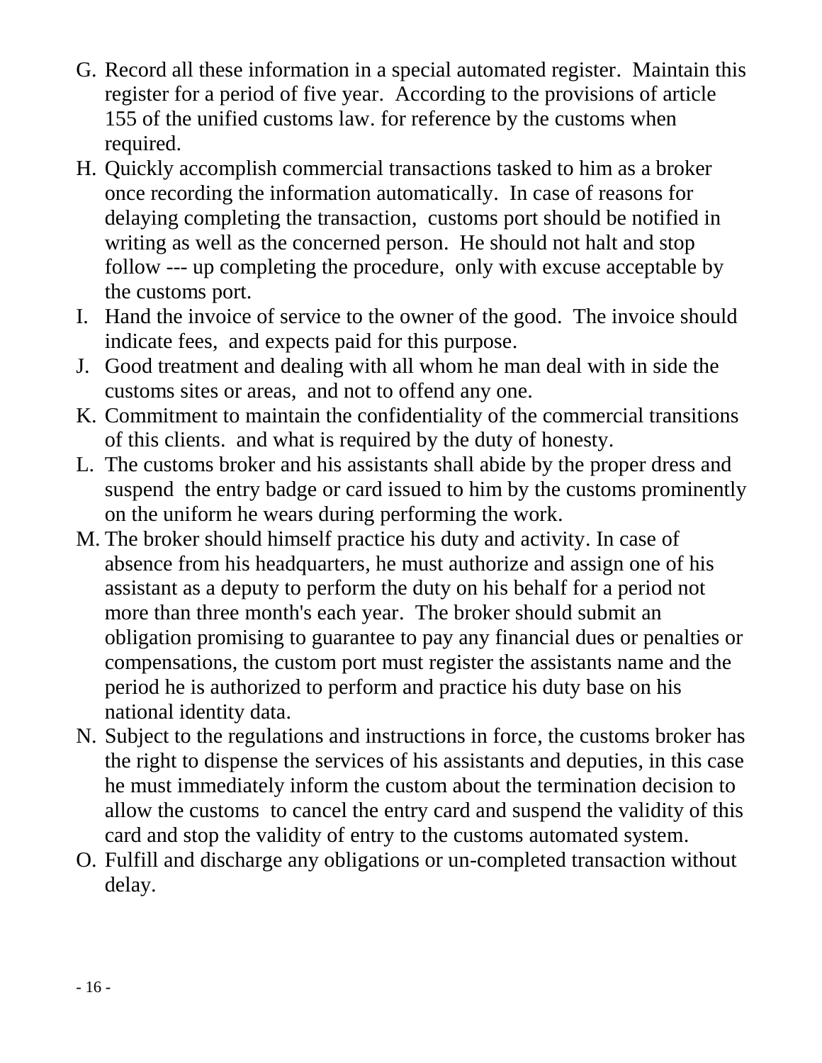G. Record all these information in a special automated register. Maintain this register for a period of five year. According to the provisions of article 155 of the unified customs law. for reference by the customs when required.
H. Quickly accomplish commercial transactions tasked to him as a broker once recording the information automatically. In case of reasons for delaying completing the transaction, customs port should be notified in writing as well as the concerned person. He should not halt and stop follow --- up completing the procedure, only with excuse acceptable by the customs port.
I. Hand the invoice of service to the owner of the good. The invoice should indicate fees, and expects paid for this purpose.
J. Good treatment and dealing with all whom he man deal with in side the customs sites or areas, and not to offend any one.
K. Commitment to maintain the confidentiality of the commercial transitions of this clients. and what is required by the duty of honesty.
L. The customs broker and his assistants shall abide by the proper dress and suspend the entry badge or card issued to him by the customs prominently on the uniform he wears during performing the work.
M. The broker should himself practice his duty and activity. In case of absence from his headquarters, he must authorize and assign one of his assistant as a deputy to perform the duty on his behalf for a period not more than three month's each year. The broker should submit an obligation promising to guarantee to pay any financial dues or penalties or compensations, the custom port must register the assistants name and the period he is authorized to perform and practice his duty base on his national identity data.
N. Subject to the regulations and instructions in force, the customs broker has the right to dispense the services of his assistants and deputies, in this case he must immediately inform the custom about the termination decision to allow the customs to cancel the entry card and suspend the validity of this card and stop the validity of entry to the customs automated system.
O. Fulfill and discharge any obligations or un-completed transaction without delay.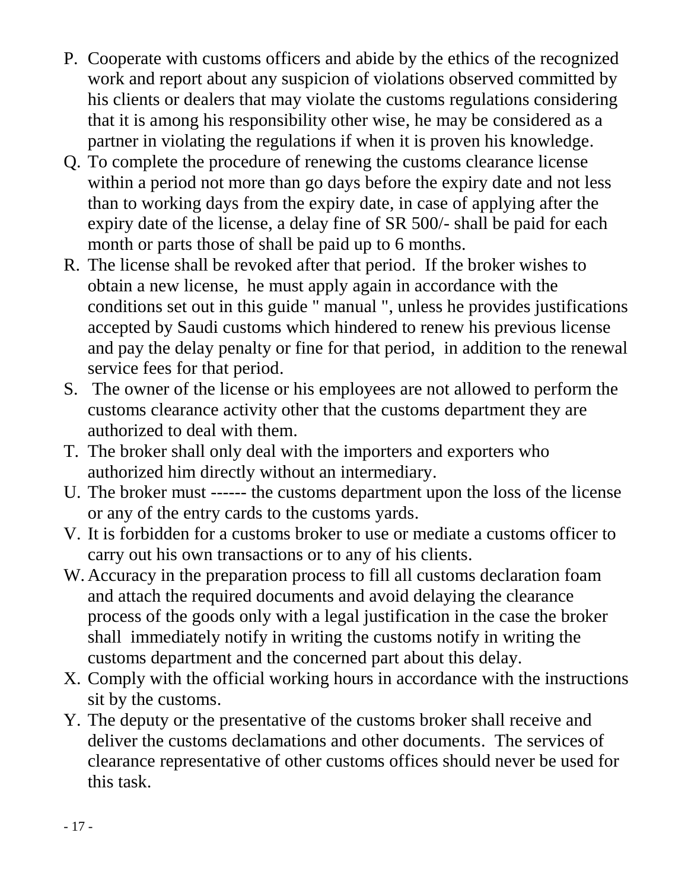P. Cooperate with customs officers and abide by the ethics of the recognized work and report about any suspicion of violations observed committed by his clients or dealers that may violate the customs regulations considering that it is among his responsibility other wise, he may be considered as a partner in violating the regulations if when it is proven his knowledge.

Q. To complete the procedure of renewing the customs clearance license within a period not more than go days before the expiry date and not less than to working days from the expiry date, in case of applying after the expiry date of the license, a delay fine of SR 500/- shall be paid for each month or parts those of shall be paid up to 6 months.

R. The license shall be revoked after that period. If the broker wishes to obtain a new license, he must apply again in accordance with the conditions set out in this guide " manual ", unless he provides justifications accepted by Saudi customs which hindered to renew his previous license and pay the delay penalty or fine for that period, in addition to the renewal service fees for that period.

S. The owner of the license or his employees are not allowed to perform the customs clearance activity other that the customs department they are authorized to deal with them.

T. The broker shall only deal with the importers and exporters who authorized him directly without an intermediary.

U. The broker must ------ the customs department upon the loss of the license or any of the entry cards to the customs yards.

V. It is forbidden for a customs broker to use or mediate a customs officer to carry out his own transactions or to any of his clients.

W. Accuracy in the preparation process to fill all customs declaration foam and attach the required documents and avoid delaying the clearance process of the goods only with a legal justification in the case the broker shall immediately notify in writing the customs notify in writing the customs department and the concerned part about this delay.

X. Comply with the official working hours in accordance with the instructions sit by the customs.

Y. The deputy or the presentative of the customs broker shall receive and deliver the customs declamations and other documents. The services of clearance representative of other customs offices should never be used for this task.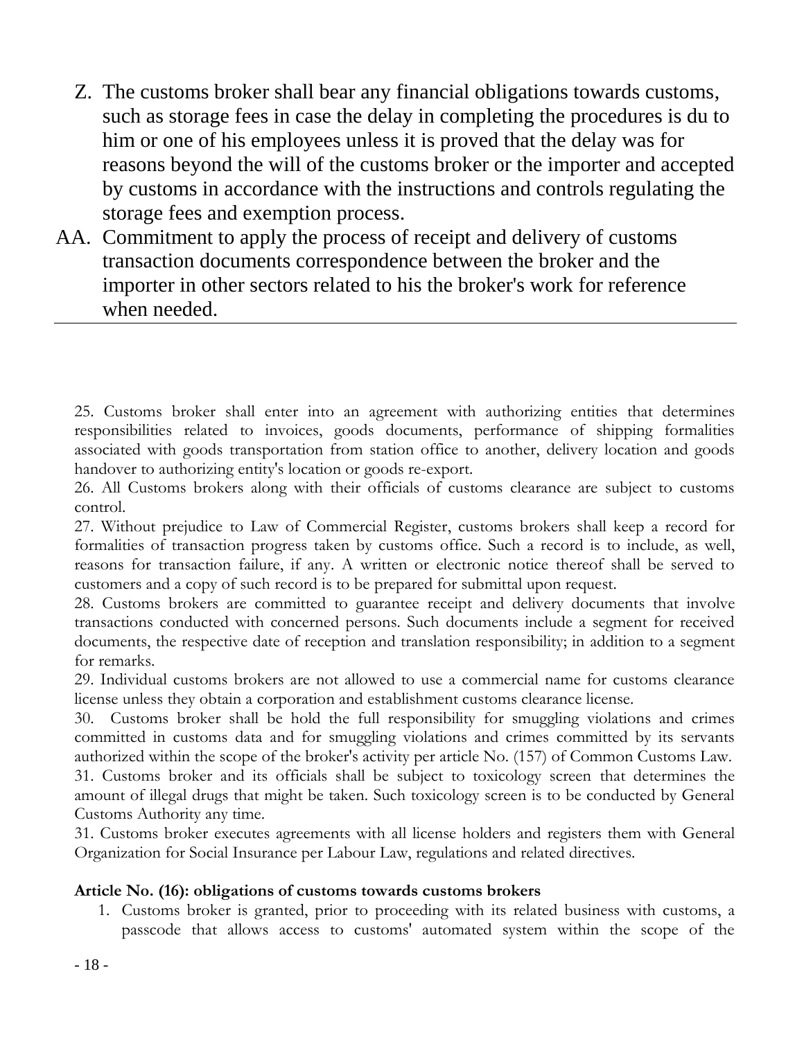Z. The customs broker shall bear any financial obligations towards customs, such as storage fees in case the delay in completing the procedures is du to him or one of his employees unless it is proved that the delay was for reasons beyond the will of the customs broker or the importer and accepted by customs in accordance with the instructions and controls regulating the storage fees and exemption process.

AA. Commitment to apply the process of receipt and delivery of customs transaction documents correspondence between the broker and the importer in other sectors related to his the broker's work for reference when needed.

---

25. Customs broker shall enter into an agreement with authorizing entities that determines responsibilities related to invoices, goods documents, performance of shipping formalities associated with goods transportation from station office to another, delivery location and goods handover to authorizing entity's location or goods re-export.

26. All Customs brokers along with their officials of customs clearance are subject to customs control.

27. Without prejudice to Law of Commercial Register, customs brokers shall keep a record for formalities of transaction progress taken by customs office. Such a record is to include, as well, reasons for transaction failure, if any. A written or electronic notice thereof shall be served to customers and a copy of such record is to be prepared for submittal upon request.

28. Customs brokers are committed to guarantee receipt and delivery documents that involve transactions conducted with concerned persons. Such documents include a segment for received documents, the respective date of reception and translation responsibility; in addition to a segment for remarks.

29. Individual customs brokers are not allowed to use a commercial name for customs clearance license unless they obtain a corporation and establishment customs clearance license.

30. Customs broker shall be hold the full responsibility for smuggling violations and crimes committed in customs data and for smuggling violations and crimes committed by its servants authorized within the scope of the broker's activity per article No. (157) of Common Customs Law.

31. Customs broker and its officials shall be subject to toxicology screen that determines the amount of illegal drugs that might be taken. Such toxicology screen is to be conducted by General Customs Authority any time.

31. Customs broker executes agreements with all license holders and registers them with General Organization for Social Insurance per Labour Law, regulations and related directives.

**Article No. (16): obligations of customs towards customs brokers**

1. Customs broker is granted, prior to proceeding with its related business with customs, a passcode that allows access to customs' automated system within the scope of the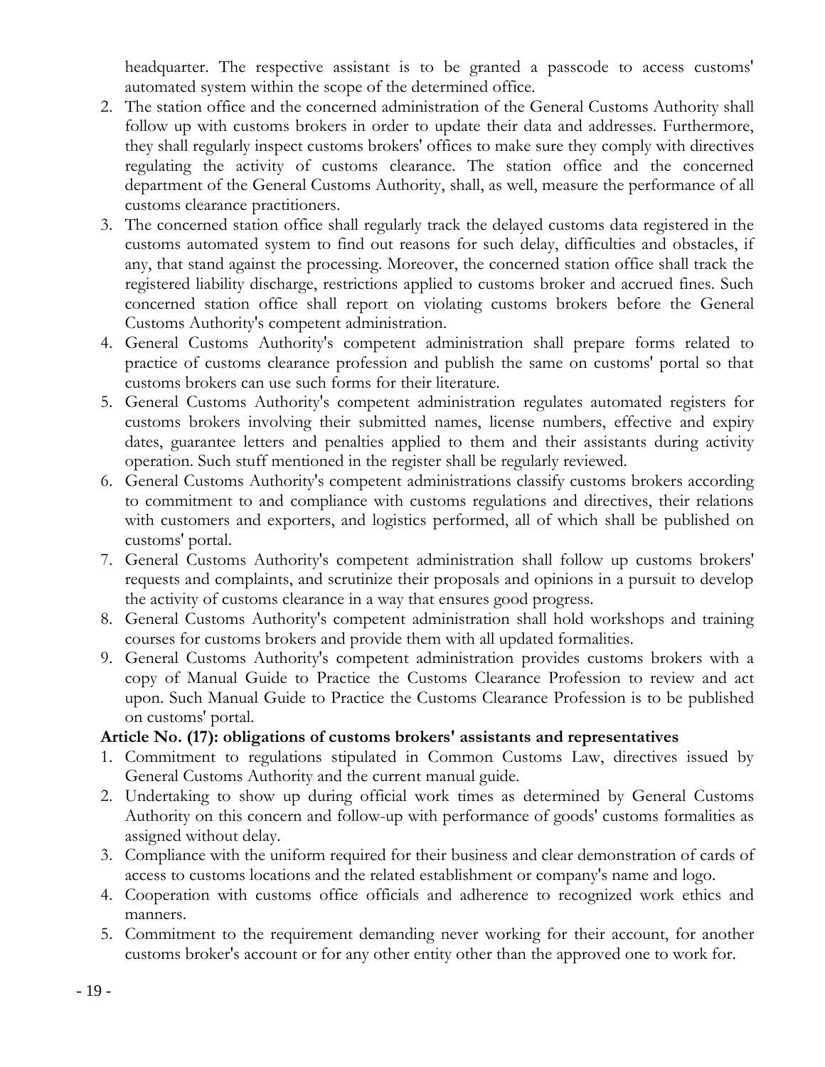headquarter. The respective assistant is to be granted a passcode to access customs' automated system within the scope of the determined office.

2. The station office and the concerned administration of the General Customs Authority shall follow up with customs brokers in order to update their data and addresses. Furthermore, they shall regularly inspect customs brokers' offices to make sure they comply with directives regulating the activity of customs clearance. The station office and the concerned department of the General Customs Authority, shall, as well, measure the performance of all customs clearance practitioners.
3. The concerned station office shall regularly track the delayed customs data registered in the customs automated system to find out reasons for such delay, difficulties and obstacles, if any, that stand against the processing. Moreover, the concerned station office shall track the registered liability discharge, restrictions applied to customs broker and accrued fines. Such concerned station office shall report on violating customs brokers before the General Customs Authority's competent administration.
4. General Customs Authority's competent administration shall prepare forms related to practice of customs clearance profession and publish the same on customs' portal so that customs brokers can use such forms for their literature.
5. General Customs Authority's competent administration regulates automated registers for customs brokers involving their submitted names, license numbers, effective and expiry dates, guarantee letters and penalties applied to them and their assistants during activity operation. Such stuff mentioned in the register shall be regularly reviewed.
6. General Customs Authority's competent administrations classify customs brokers according to commitment to and compliance with customs regulations and directives, their relations with customers and exporters, and logistics performed, all of which shall be published on customs' portal.
7. General Customs Authority's competent administration shall follow up customs brokers' requests and complaints, and scrutinize their proposals and opinions in a pursuit to develop the activity of customs clearance in a way that ensures good progress.
8. General Customs Authority's competent administration shall hold workshops and training courses for customs brokers and provide them with all updated formalities.
9. General Customs Authority's competent administration provides customs brokers with a copy of Manual Guide to Practice the Customs Clearance Profession to review and act upon. Such Manual Guide to Practice the Customs Clearance Profession is to be published on customs' portal.

**Article No. (17): obligations of customs brokers' assistants and representatives**

1. Commitment to regulations stipulated in Common Customs Law, directives issued by General Customs Authority and the current manual guide.
2. Undertaking to show up during official work times as determined by General Customs Authority on this concern and follow-up with performance of goods' customs formalities as assigned without delay.
3. Compliance with the uniform required for their business and clear demonstration of cards of access to customs locations and the related establishment or company's name and logo.
4. Cooperation with customs office officials and adherence to recognized work ethics and manners.
5. Commitment to the requirement demanding never working for their account, for another customs broker's account or for any other entity other than the approved one to work for.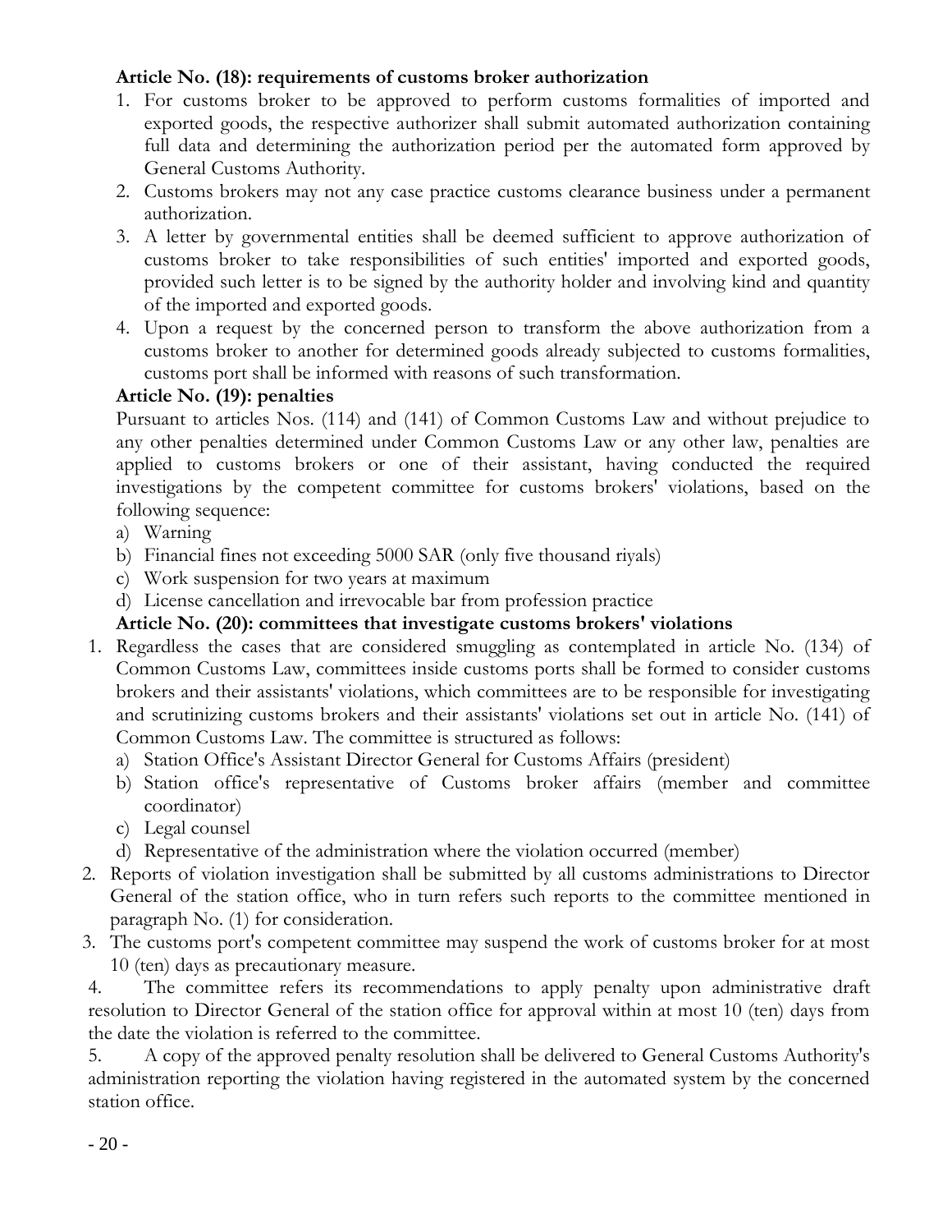**Article No. (18): requirements of customs broker authorization**

1. For customs broker to be approved to perform customs formalities of imported and exported goods, the respective authorizer shall submit automated authorization containing full data and determining the authorization period per the automated form approved by General Customs Authority.
2. Customs brokers may not any case practice customs clearance business under a permanent authorization.
3. A letter by governmental entities shall be deemed sufficient to approve authorization of customs broker to take responsibilities of such entities' imported and exported goods, provided such letter is to be signed by the authority holder and involving kind and quantity of the imported and exported goods.
4. Upon a request by the concerned person to transform the above authorization from a customs broker to another for determined goods already subjected to customs formalities, customs port shall be informed with reasons of such transformation.

**Article No. (19): penalties**

Pursuant to articles Nos. (114) and (141) of Common Customs Law and without prejudice to any other penalties determined under Common Customs Law or any other law, penalties are applied to customs brokers or one of their assistant, having conducted the required investigations by the competent committee for customs brokers' violations, based on the following sequence:

a) Warning
b) Financial fines not exceeding 5000 SAR (only five thousand riyals)
c) Work suspension for two years at maximum
d) License cancellation and irrevocable bar from profession practice

**Article No. (20): committees that investigate customs brokers' violations**

1. Regardless the cases that are considered smuggling as contemplated in article No. (134) of Common Customs Law, committees inside customs ports shall be formed to consider customs brokers and their assistants' violations, which committees are to be responsible for investigating and scrutinizing customs brokers and their assistants' violations set out in article No. (141) of Common Customs Law. The committee is structured as follows:
   a) Station Office's Assistant Director General for Customs Affairs (president)
   b) Station office's representative of Customs broker affairs (member and committee coordinator)
   c) Legal counsel
   d) Representative of the administration where the violation occurred (member)
2. Reports of violation investigation shall be submitted by all customs administrations to Director General of the station office, who in turn refers such reports to the committee mentioned in paragraph No. (1) for consideration.
3. The customs port's competent committee may suspend the work of customs broker for at most 10 (ten) days as precautionary measure.
4. The committee refers its recommendations to apply penalty upon administrative draft resolution to Director General of the station office for approval within at most 10 (ten) days from the date the violation is referred to the committee.
5. A copy of the approved penalty resolution shall be delivered to General Customs Authority's administration reporting the violation having registered in the automated system by the concerned station office.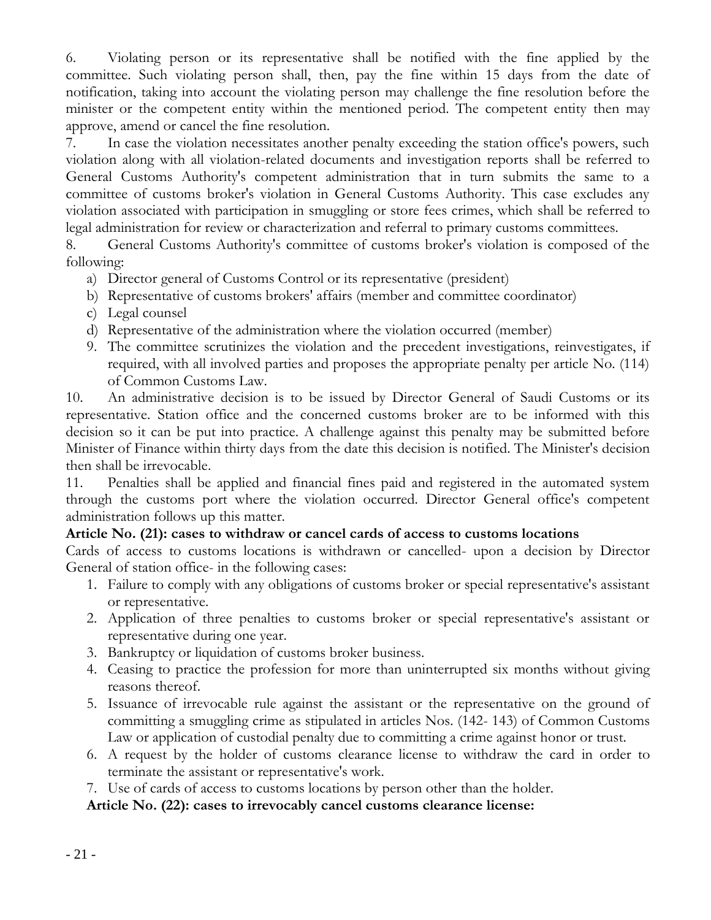6. Violating person or its representative shall be notified with the fine applied by the committee. Such violating person shall, then, pay the fine within 15 days from the date of notification, taking into account the violating person may challenge the fine resolution before the minister or the competent entity within the mentioned period. The competent entity then may approve, amend or cancel the fine resolution.

7. In case the violation necessitates another penalty exceeding the station office's powers, such violation along with all violation-related documents and investigation reports shall be referred to General Customs Authority's competent administration that in turn submits the same to a committee of customs broker's violation in General Customs Authority. This case excludes any violation associated with participation in smuggling or store fees crimes, which shall be referred to legal administration for review or characterization and referral to primary customs committees.

8. General Customs Authority's committee of customs broker's violation is composed of the following:

   a) Director general of Customs Control or its representative (president)
   b) Representative of customs brokers' affairs (member and committee coordinator)
   c) Legal counsel
   d) Representative of the administration where the violation occurred (member)

9. The committee scrutinizes the violation and the precedent investigations, reinvestigates, if required, with all involved parties and proposes the appropriate penalty per article No. (114) of Common Customs Law.

10. An administrative decision is to be issued by Director General of Saudi Customs or its representative. Station office and the concerned customs broker are to be informed with this decision so it can be put into practice. A challenge against this penalty may be submitted before Minister of Finance within thirty days from the date this decision is notified. The Minister's decision then shall be irrevocable.

11. Penalties shall be applied and financial fines paid and registered in the automated system through the customs port where the violation occurred. Director General office's competent administration follows up this matter.

**Article No. (21): cases to withdraw or cancel cards of access to customs locations**

Cards of access to customs locations is withdrawn or cancelled- upon a decision by Director General of station office- in the following cases:

1. Failure to comply with any obligations of customs broker or special representative's assistant or representative.
2. Application of three penalties to customs broker or special representative's assistant or representative during one year.
3. Bankruptcy or liquidation of customs broker business.
4. Ceasing to practice the profession for more than uninterrupted six months without giving reasons thereof.
5. Issuance of irrevocable rule against the assistant or the representative on the ground of committing a smuggling crime as stipulated in articles Nos. (142- 143) of Common Customs Law or application of custodial penalty due to committing a crime against honor or trust.
6. A request by the holder of customs clearance license to withdraw the card in order to terminate the assistant or representative's work.
7. Use of cards of access to customs locations by person other than the holder.

**Article No. (22): cases to irrevocably cancel customs clearance license:**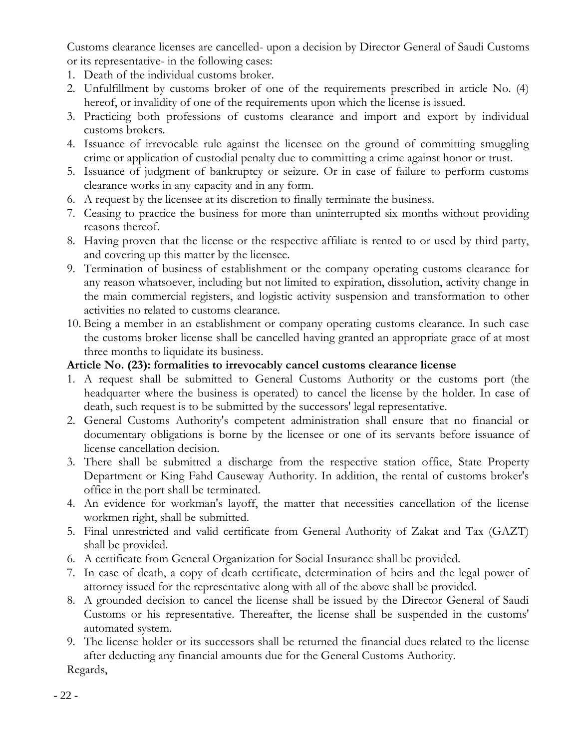Customs clearance licenses are cancelled- upon a decision by Director General of Saudi Customs or its representative- in the following cases:

1. Death of the individual customs broker.
2. Unfulfillment by customs broker of one of the requirements prescribed in article No. (4) hereof, or invalidity of one of the requirements upon which the license is issued.
3. Practicing both professions of customs clearance and import and export by individual customs brokers.
4. Issuance of irrevocable rule against the licensee on the ground of committing smuggling crime or application of custodial penalty due to committing a crime against honor or trust.
5. Issuance of judgment of bankruptcy or seizure. Or in case of failure to perform customs clearance works in any capacity and in any form.
6. A request by the licensee at its discretion to finally terminate the business.
7. Ceasing to practice the business for more than uninterrupted six months without providing reasons thereof.
8. Having proven that the license or the respective affiliate is rented to or used by third party, and covering up this matter by the licensee.
9. Termination of business of establishment or the company operating customs clearance for any reason whatsoever, including but not limited to expiration, dissolution, activity change in the main commercial registers, and logistic activity suspension and transformation to other activities no related to customs clearance.
10. Being a member in an establishment or company operating customs clearance. In such case the customs broker license shall be cancelled having granted an appropriate grace of at most three months to liquidate its business.

**Article No. (23): formalities to irrevocably cancel customs clearance license**

1. A request shall be submitted to General Customs Authority or the customs port (the headquarter where the business is operated) to cancel the license by the holder. In case of death, such request is to be submitted by the successors' legal representative.
2. General Customs Authority's competent administration shall ensure that no financial or documentary obligations is borne by the licensee or one of its servants before issuance of license cancellation decision.
3. There shall be submitted a discharge from the respective station office, State Property Department or King Fahd Causeway Authority. In addition, the rental of customs broker's office in the port shall be terminated.
4. An evidence for workman's layoff, the matter that necessities cancellation of the license workmen right, shall be submitted.
5. Final unrestricted and valid certificate from General Authority of Zakat and Tax (GAZT) shall be provided.
6. A certificate from General Organization for Social Insurance shall be provided.
7. In case of death, a copy of death certificate, determination of heirs and the legal power of attorney issued for the representative along with all of the above shall be provided.
8. A grounded decision to cancel the license shall be issued by the Director General of Saudi Customs or his representative. Thereafter, the license shall be suspended in the customs' automated system.
9. The license holder or its successors shall be returned the financial dues related to the license after deducting any financial amounts due for the General Customs Authority.

Regards,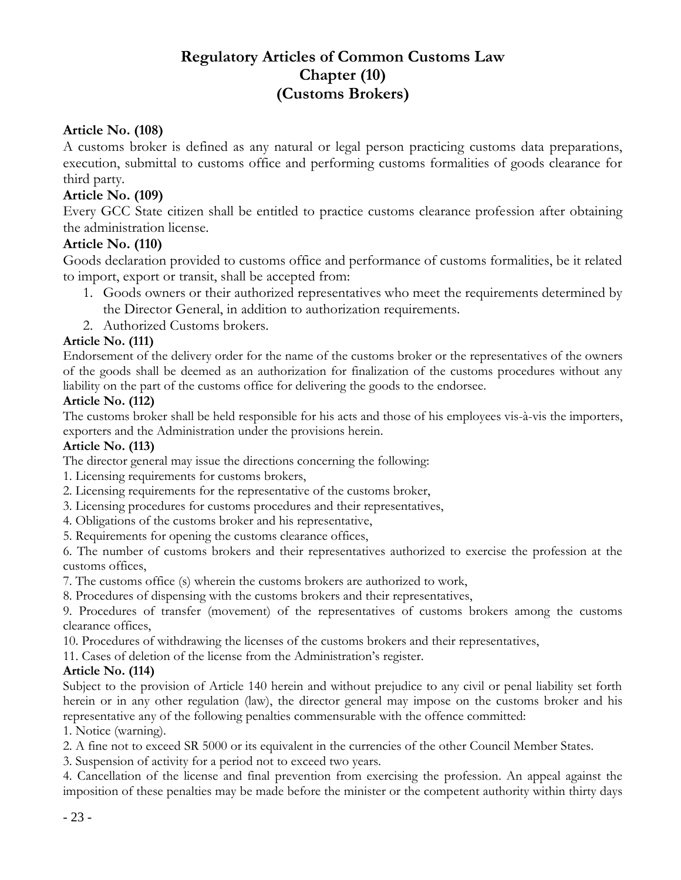# Regulatory Articles of Common Customs Law
## Chapter (10)
## (Customs Brokers)

**Article No. (108)**

A customs broker is defined as any natural or legal person practicing customs data preparations, execution, submittal to customs office and performing customs formalities of goods clearance for third party.

**Article No. (109)**

Every GCC State citizen shall be entitled to practice customs clearance profession after obtaining the administration license.

**Article No. (110)**

Goods declaration provided to customs office and performance of customs formalities, be it related to import, export or transit, shall be accepted from:

1. Goods owners or their authorized representatives who meet the requirements determined by the Director General, in addition to authorization requirements.
2. Authorized Customs brokers.

**Article No. (111)**

Endorsement of the delivery order for the name of the customs broker or the representatives of the owners of the goods shall be deemed as an authorization for finalization of the customs procedures without any liability on the part of the customs office for delivering the goods to the endorsee.

**Article No. (112)**

The customs broker shall be held responsible for his acts and those of his employees vis-à-vis the importers, exporters and the Administration under the provisions herein.

**Article No. (113)**

The director general may issue the directions concerning the following:

1. Licensing requirements for customs brokers,
2. Licensing requirements for the representative of the customs broker,
3. Licensing procedures for customs procedures and their representatives,
4. Obligations of the customs broker and his representative,
5. Requirements for opening the customs clearance offices,
6. The number of customs brokers and their representatives authorized to exercise the profession at the customs offices,
7. The customs office (s) wherein the customs brokers are authorized to work,
8. Procedures of dispensing with the customs brokers and their representatives,
9. Procedures of transfer (movement) of the representatives of customs brokers among the customs clearance offices,
10. Procedures of withdrawing the licenses of the customs brokers and their representatives,
11. Cases of deletion of the license from the Administration's register.

**Article No. (114)**

Subject to the provision of Article 140 herein and without prejudice to any civil or penal liability set forth herein or in any other regulation (law), the director general may impose on the customs broker and his representative any of the following penalties commensurable with the offence committed:

1. Notice (warning).
2. A fine not to exceed SR 5000 or its equivalent in the currencies of the other Council Member States.
3. Suspension of activity for a period not to exceed two years.
4. Cancellation of the license and final prevention from exercising the profession. An appeal against the imposition of these penalties may be made before the minister or the competent authority within thirty days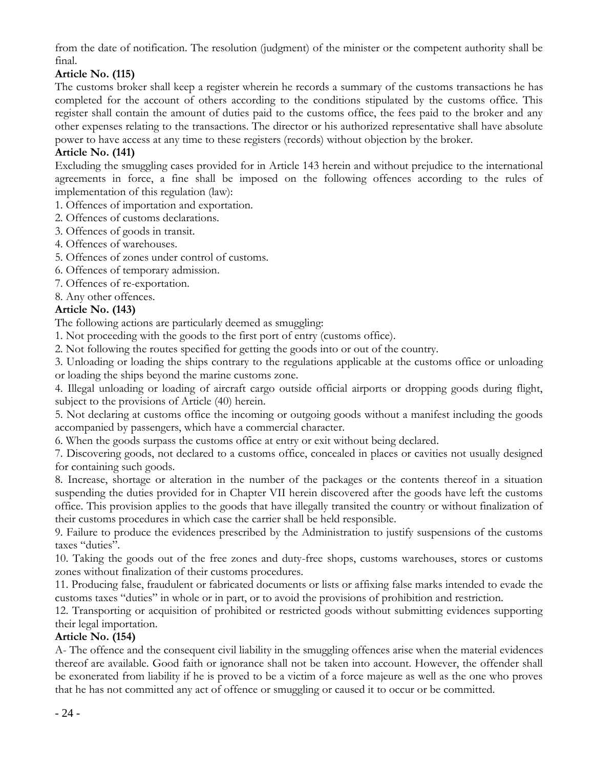from the date of notification. The resolution (judgment) of the minister or the competent authority shall be final.

### Article No. (115)

The customs broker shall keep a register wherein he records a summary of the customs transactions he has completed for the account of others according to the conditions stipulated by the customs office. This register shall contain the amount of duties paid to the customs office, the fees paid to the broker and any other expenses relating to the transactions. The director or his authorized representative shall have absolute power to have access at any time to these registers (records) without objection by the broker.

### Article No. (141)

Excluding the smuggling cases provided for in Article 143 herein and without prejudice to the international agreements in force, a fine shall be imposed on the following offences according to the rules of implementation of this regulation (law):

1. Offences of importation and exportation.
2. Offences of customs declarations.
3. Offences of goods in transit.
4. Offences of warehouses.
5. Offences of zones under control of customs.
6. Offences of temporary admission.
7. Offences of re-exportation.
8. Any other offences.

### Article No. (143)

The following actions are particularly deemed as smuggling:

1. Not proceeding with the goods to the first port of entry (customs office).
2. Not following the routes specified for getting the goods into or out of the country.
3. Unloading or loading the ships contrary to the regulations applicable at the customs office or unloading or loading the ships beyond the marine customs zone.
4. Illegal unloading or loading of aircraft cargo outside official airports or dropping goods during flight, subject to the provisions of Article (40) herein.
5. Not declaring at customs office the incoming or outgoing goods without a manifest including the goods accompanied by passengers, which have a commercial character.
6. When the goods surpass the customs office at entry or exit without being declared.
7. Discovering goods, not declared to a customs office, concealed in places or cavities not usually designed for containing such goods.
8. Increase, shortage or alteration in the number of the packages or the contents thereof in a situation suspending the duties provided for in Chapter VII herein discovered after the goods have left the customs office. This provision applies to the goods that have illegally transited the country or without finalization of their customs procedures in which case the carrier shall be held responsible.
9. Failure to produce the evidences prescribed by the Administration to justify suspensions of the customs taxes "duties".
10. Taking the goods out of the free zones and duty-free shops, customs warehouses, stores or customs zones without finalization of their customs procedures.
11. Producing false, fraudulent or fabricated documents or lists or affixing false marks intended to evade the customs taxes "duties" in whole or in part, or to avoid the provisions of prohibition and restriction.
12. Transporting or acquisition of prohibited or restricted goods without submitting evidences supporting their legal importation.

### Article No. (154)

A- The offence and the consequent civil liability in the smuggling offences arise when the material evidences thereof are available. Good faith or ignorance shall not be taken into account. However, the offender shall be exonerated from liability if he is proved to be a victim of a force majeure as well as the one who proves that he has not committed any act of offence or smuggling or caused it to occur or be committed.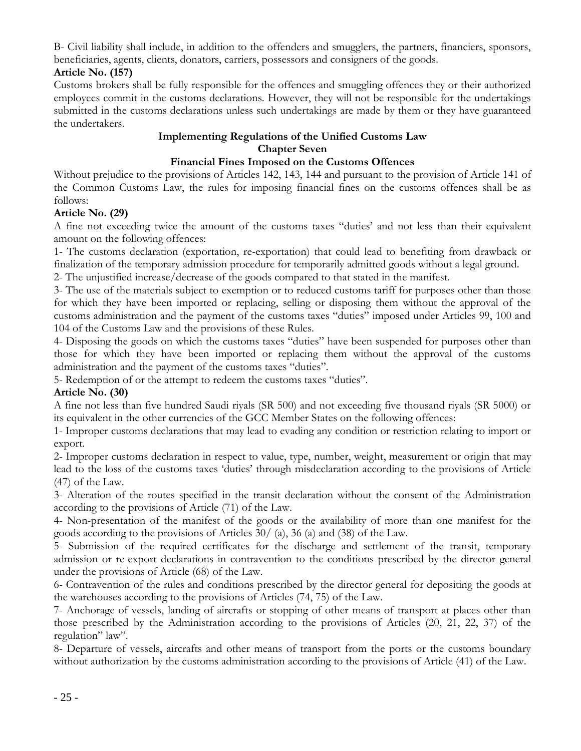B- Civil liability shall include, in addition to the offenders and smugglers, the partners, financiers, sponsors, beneficiaries, agents, clients, donators, carriers, possessors and consigners of the goods.

**Article No. (157)**

Customs brokers shall be fully responsible for the offences and smuggling offences they or their authorized employees commit in the customs declarations. However, they will not be responsible for the undertakings submitted in the customs declarations unless such undertakings are made by them or they have guaranteed the undertakers.

## Implementing Regulations of the Unified Customs Law

### Chapter Seven

### Financial Fines Imposed on the Customs Offences

Without prejudice to the provisions of Articles 142, 143, 144 and pursuant to the provision of Article 141 of the Common Customs Law, the rules for imposing financial fines on the customs offences shall be as follows:

**Article No. (29)**

A fine not exceeding twice the amount of the customs taxes "duties' and not less than their equivalent amount on the following offences:

1- The customs declaration (exportation, re-exportation) that could lead to benefiting from drawback or finalization of the temporary admission procedure for temporarily admitted goods without a legal ground.

2- The unjustified increase/decrease of the goods compared to that stated in the manifest.

3- The use of the materials subject to exemption or to reduced customs tariff for purposes other than those for which they have been imported or replacing, selling or disposing them without the approval of the customs administration and the payment of the customs taxes "duties" imposed under Articles 99, 100 and 104 of the Customs Law and the provisions of these Rules.

4- Disposing the goods on which the customs taxes "duties" have been suspended for purposes other than those for which they have been imported or replacing them without the approval of the customs administration and the payment of the customs taxes "duties".

5- Redemption of or the attempt to redeem the customs taxes "duties".

**Article No. (30)**

A fine not less than five hundred Saudi riyals (SR 500) and not exceeding five thousand riyals (SR 5000) or its equivalent in the other currencies of the GCC Member States on the following offences:

1- Improper customs declarations that may lead to evading any condition or restriction relating to import or export.

2- Improper customs declaration in respect to value, type, number, weight, measurement or origin that may lead to the loss of the customs taxes 'duties' through misdeclaration according to the provisions of Article (47) of the Law.

3- Alteration of the routes specified in the transit declaration without the consent of the Administration according to the provisions of Article (71) of the Law.

4- Non-presentation of the manifest of the goods or the availability of more than one manifest for the goods according to the provisions of Articles 30/ (a), 36 (a) and (38) of the Law.

5- Submission of the required certificates for the discharge and settlement of the transit, temporary admission or re-export declarations in contravention to the conditions prescribed by the director general under the provisions of Article (68) of the Law.

6- Contravention of the rules and conditions prescribed by the director general for depositing the goods at the warehouses according to the provisions of Articles (74, 75) of the Law.

7- Anchorage of vessels, landing of aircrafts or stopping of other means of transport at places other than those prescribed by the Administration according to the provisions of Articles (20, 21, 22, 37) of the regulation" law".

8- Departure of vessels, aircrafts and other means of transport from the ports or the customs boundary without authorization by the customs administration according to the provisions of Article (41) of the Law.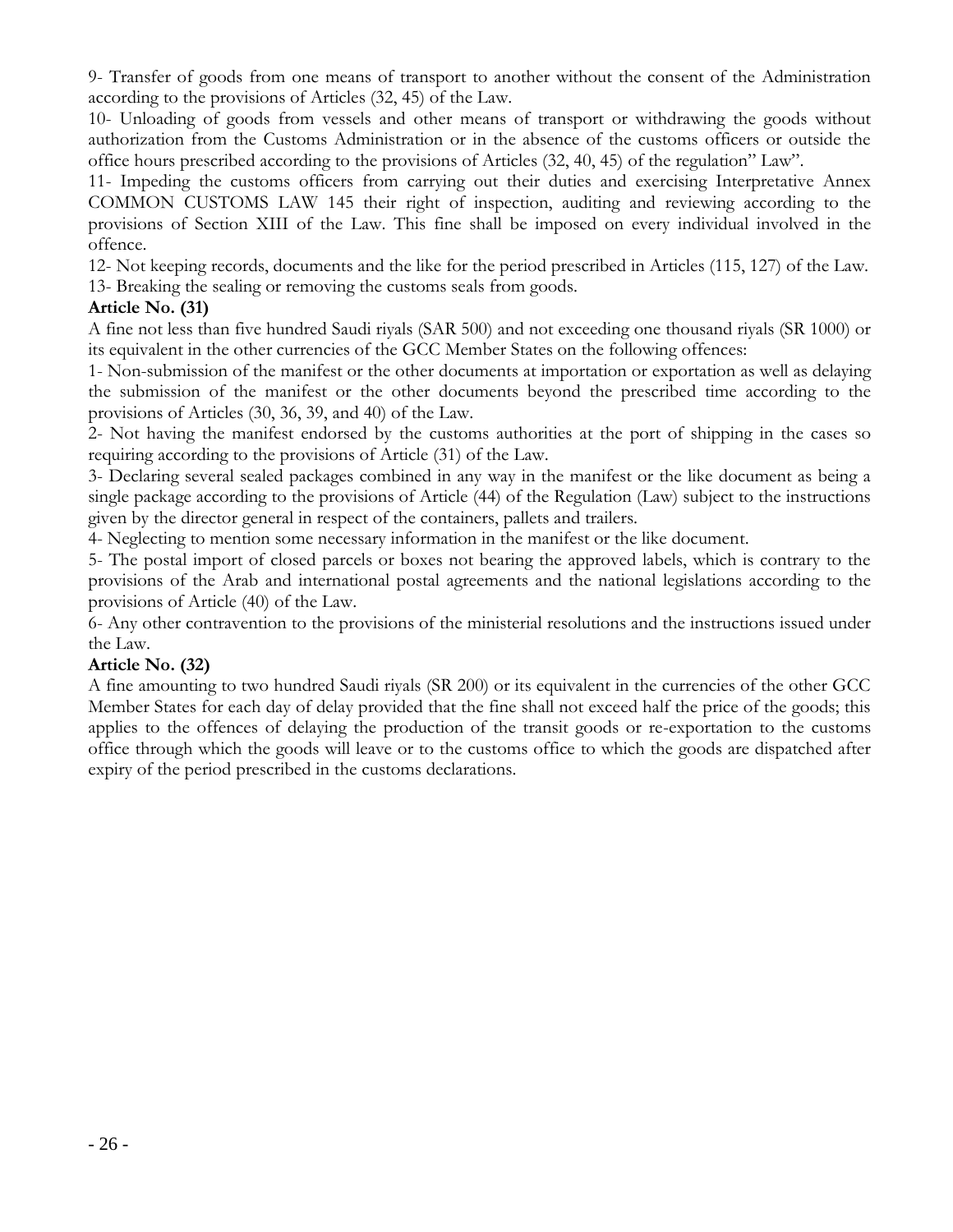9- Transfer of goods from one means of transport to another without the consent of the Administration according to the provisions of Articles (32, 45) of the Law.

10- Unloading of goods from vessels and other means of transport or withdrawing the goods without authorization from the Customs Administration or in the absence of the customs officers or outside the office hours prescribed according to the provisions of Articles (32, 40, 45) of the regulation" Law".

11- Impeding the customs officers from carrying out their duties and exercising Interpretative Annex COMMON CUSTOMS LAW 145 their right of inspection, auditing and reviewing according to the provisions of Section XIII of the Law. This fine shall be imposed on every individual involved in the offence.

12- Not keeping records, documents and the like for the period prescribed in Articles (115, 127) of the Law.

13- Breaking the sealing or removing the customs seals from goods.

**Article No. (31)**

A fine not less than five hundred Saudi riyals (SAR 500) and not exceeding one thousand riyals (SR 1000) or its equivalent in the other currencies of the GCC Member States on the following offences:

1- Non-submission of the manifest or the other documents at importation or exportation as well as delaying the submission of the manifest or the other documents beyond the prescribed time according to the provisions of Articles (30, 36, 39, and 40) of the Law.

2- Not having the manifest endorsed by the customs authorities at the port of shipping in the cases so requiring according to the provisions of Article (31) of the Law.

3- Declaring several sealed packages combined in any way in the manifest or the like document as being a single package according to the provisions of Article (44) of the Regulation (Law) subject to the instructions given by the director general in respect of the containers, pallets and trailers.

4- Neglecting to mention some necessary information in the manifest or the like document.

5- The postal import of closed parcels or boxes not bearing the approved labels, which is contrary to the provisions of the Arab and international postal agreements and the national legislations according to the provisions of Article (40) of the Law.

6- Any other contravention to the provisions of the ministerial resolutions and the instructions issued under the Law.

**Article No. (32)**

A fine amounting to two hundred Saudi riyals (SR 200) or its equivalent in the currencies of the other GCC Member States for each day of delay provided that the fine shall not exceed half the price of the goods; this applies to the offences of delaying the production of the transit goods or re-exportation to the customs office through which the goods will leave or to the customs office to which the goods are dispatched after expiry of the period prescribed in the customs declarations.